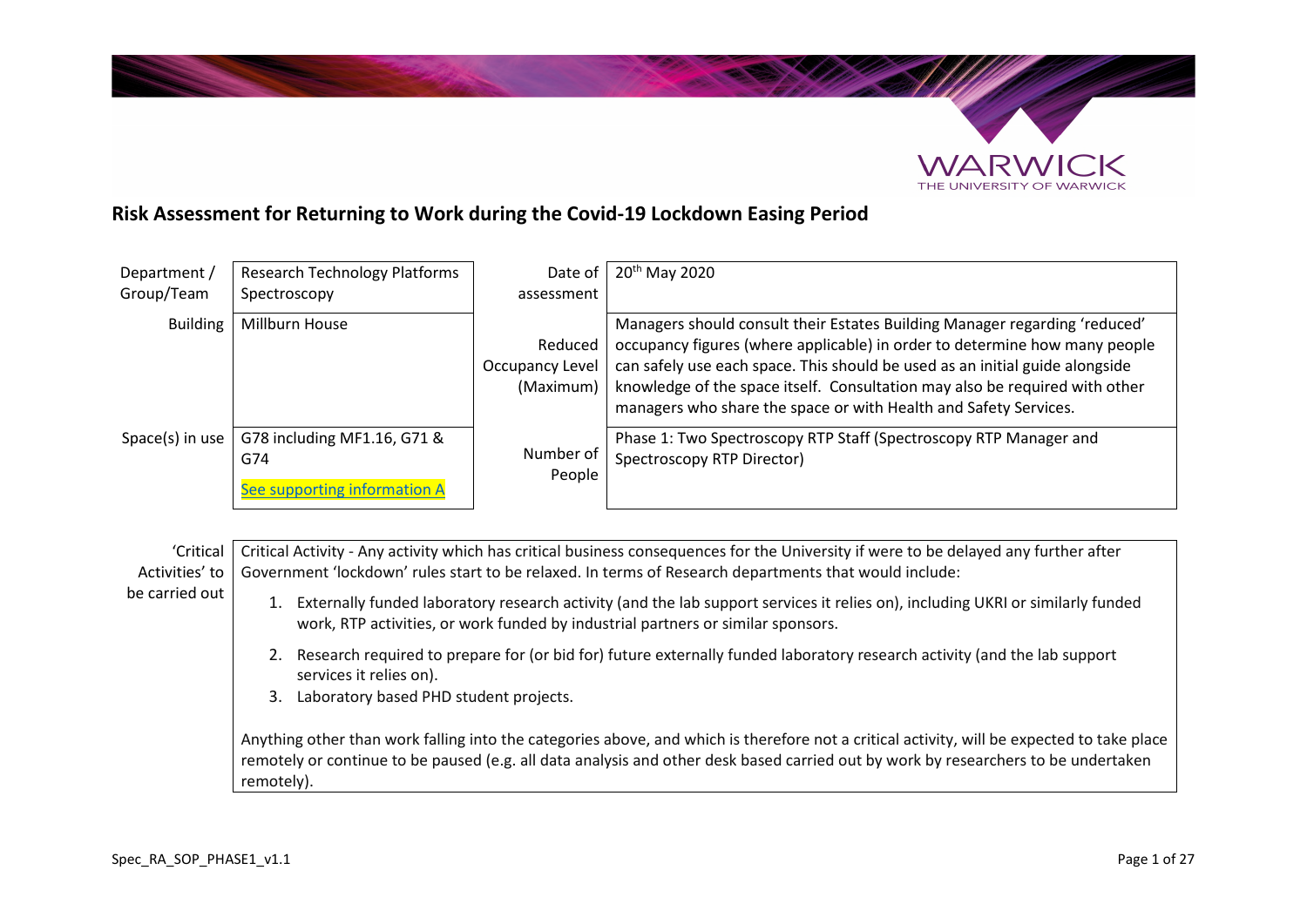# Risk Assessment for Returning to Work during the Covid-19 Lockdown Easing Period

| Department / Group/Team | Research Technology Platforms Spectroscopy | Date of assessment | 20th May 2020 |
|---|---|---|---|
| Building | Millburn House | Reduced Occupancy Level (Maximum) | Managers should consult their Estates Building Manager regarding 'reduced' occupancy figures (where applicable) in order to determine how many people can safely use each space. This should be used as an initial guide alongside knowledge of the space itself. Consultation may also be required with other managers who share the space or with Health and Safety Services. |
| Space(s) in use | G78 including MF1.16, G71 & G74<br>See supporting information A | Number of People | Phase 1: Two Spectroscopy RTP Staff (Spectroscopy RTP Manager and Spectroscopy RTP Director) |

| 'Critical Activities' to be carried out | Critical Activity - Any activity which has critical business consequences for the University if were to be delayed any further after Government 'lockdown' rules start to be relaxed. In terms of Research departments that would include:<br>1. Externally funded laboratory research activity (and the lab support services it relies on), including UKRI or similarly funded work, RTP activities, or work funded by industrial partners or similar sponsors.<br>2. Research required to prepare for (or bid for) future externally funded laboratory research activity (and the lab support services it relies on).<br>3. Laboratory based PHD student projects.<br><br>Anything other than work falling into the categories above, and which is therefore not a critical activity, will be expected to take place remotely or continue to be paused (e.g. all data analysis and other desk based carried out by work by researchers to be undertaken remotely). |
|---|---|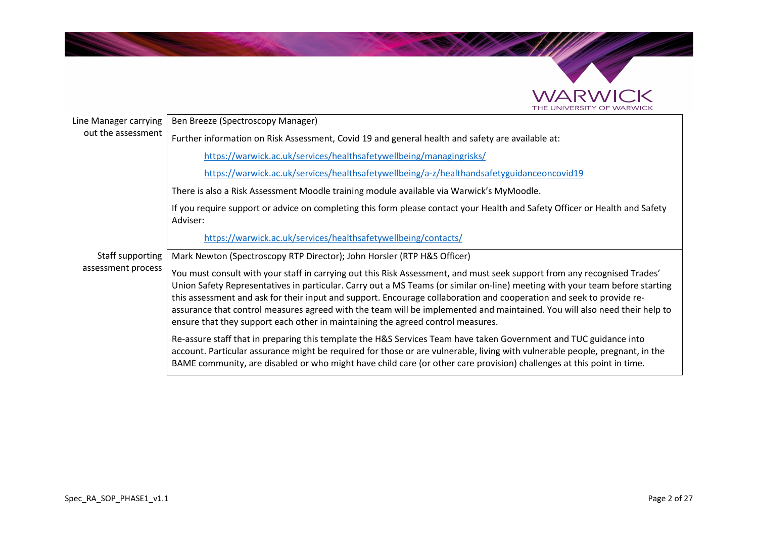| | |
|---|---|
| Line Manager carrying out the assessment | Ben Breeze (Spectroscopy Manager)<br><br>Further information on Risk Assessment, Covid 19 and general health and safety are available at:<br><br>https://warwick.ac.uk/services/healthsafetywellbeing/managingrisks/<br><br>https://warwick.ac.uk/services/healthsafetywellbeing/a-z/healthandsafetyguidanceoncovid19<br><br>There is also a Risk Assessment Moodle training module available via Warwick's MyMoodle.<br><br>If you require support or advice on completing this form please contact your Health and Safety Officer or Health and Safety Adviser:<br><br>https://warwick.ac.uk/services/healthsafetywellbeing/contacts/ |
| Staff supporting assessment process | Mark Newton (Spectroscopy RTP Director); John Horsler (RTP H&S Officer)<br><br>You must consult with your staff in carrying out this Risk Assessment, and must seek support from any recognised Trades' Union Safety Representatives in particular. Carry out a MS Teams (or similar on-line) meeting with your team before starting this assessment and ask for their input and support. Encourage collaboration and cooperation and seek to provide re-assurance that control measures agreed with the team will be implemented and maintained. You will also need their help to ensure that they support each other in maintaining the agreed control measures.<br><br>Re-assure staff that in preparing this template the H&S Services Team have taken Government and TUC guidance into account. Particular assurance might be required for those or are vulnerable, living with vulnerable people, pregnant, in the BAME community, are disabled or who might have child care (or other care provision) challenges at this point in time. |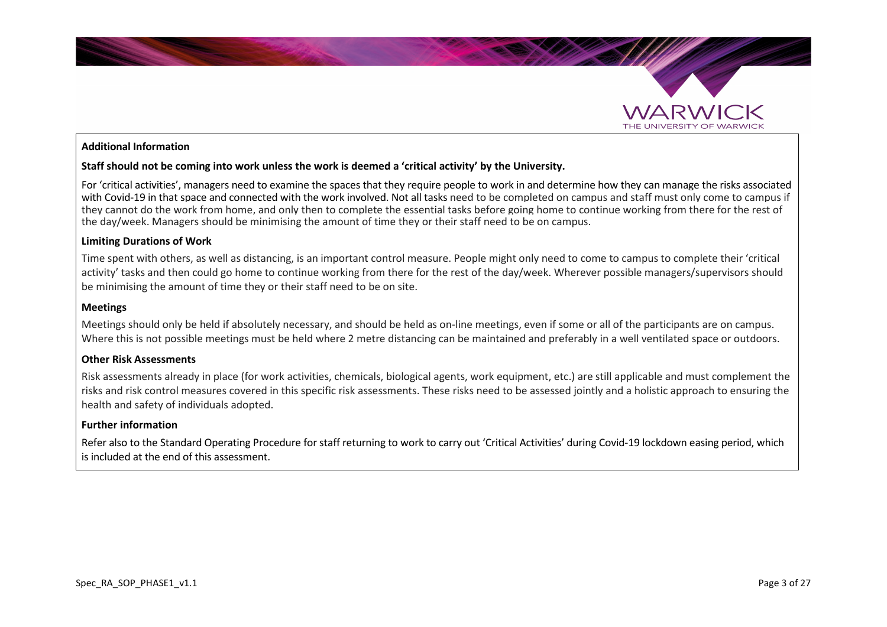**Additional Information**

**Staff should not be coming into work unless the work is deemed a 'critical activity' by the University.**

For 'critical activities', managers need to examine the spaces that they require people to work in and determine how they can manage the risks associated with Covid-19 in that space and connected with the work involved. Not all tasks need to be completed on campus and staff must only come to campus if they cannot do the work from home, and only then to complete the essential tasks before going home to continue working from there for the rest of the day/week. Managers should be minimising the amount of time they or their staff need to be on campus.

**Limiting Durations of Work**

Time spent with others, as well as distancing, is an important control measure. People might only need to come to campus to complete their 'critical activity' tasks and then could go home to continue working from there for the rest of the day/week. Wherever possible managers/supervisors should be minimising the amount of time they or their staff need to be on site.

**Meetings**

Meetings should only be held if absolutely necessary, and should be held as on-line meetings, even if some or all of the participants are on campus. Where this is not possible meetings must be held where 2 metre distancing can be maintained and preferably in a well ventilated space or outdoors.

**Other Risk Assessments**

Risk assessments already in place (for work activities, chemicals, biological agents, work equipment, etc.) are still applicable and must complement the risks and risk control measures covered in this specific risk assessments. These risks need to be assessed jointly and a holistic approach to ensuring the health and safety of individuals adopted.

**Further information**

Refer also to the Standard Operating Procedure for staff returning to work to carry out 'Critical Activities' during Covid-19 lockdown easing period, which is included at the end of this assessment.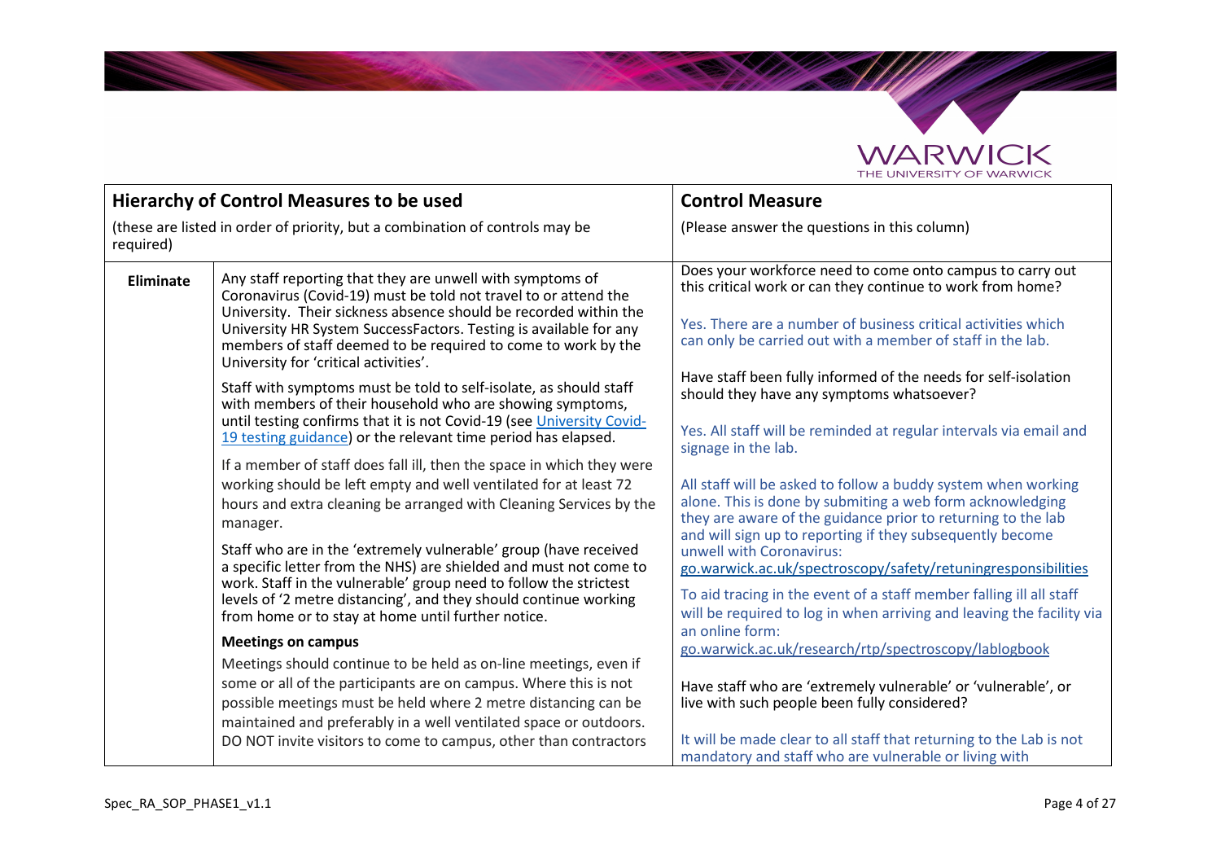| Hierarchy of Control Measures to be used<br>(these are listed in order of priority, but a combination of controls may be required) | | Control Measure<br>(Please answer the questions in this column) |
|---|---|---|
| **Eliminate** | Any staff reporting that they are unwell with symptoms of Coronavirus (Covid-19) must be told not travel to or attend the University. Their sickness absence should be recorded within the University HR System SuccessFactors. Testing is available for any members of staff deemed to be required to come to work by the University for 'critical activities'.<br><br>Staff with symptoms must be told to self-isolate, as should staff with members of their household who are showing symptoms, until testing confirms that it is not Covid-19 (see University Covid-19 testing guidance) or the relevant time period has elapsed.<br><br>If a member of staff does fall ill, then the space in which they were working should be left empty and well ventilated for at least 72 hours and extra cleaning be arranged with Cleaning Services by the manager.<br><br>Staff who are in the 'extremely vulnerable' group (have received a specific letter from the NHS) are shielded and must not come to work. Staff in the vulnerable' group need to follow the strictest levels of '2 metre distancing', and they should continue working from home or to stay at home until further notice.<br><br>**Meetings on campus**<br><br>Meetings should continue to be held as on-line meetings, even if some or all of the participants are on campus. Where this is not possible meetings must be held where 2 metre distancing can be maintained and preferably in a well ventilated space or outdoors. DO NOT invite visitors to come to campus, other than contractors | Does your workforce need to come onto campus to carry out this critical work or can they continue to work from home?<br><br>Yes. There are a number of business critical activities which can only be carried out with a member of staff in the lab.<br><br>Have staff been fully informed of the needs for self-isolation should they have any symptoms whatsoever?<br><br>Yes. All staff will be reminded at regular intervals via email and signage in the lab.<br><br>All staff will be asked to follow a buddy system when working alone. This is done by submiting a web form acknowledging they are aware of the guidance prior to returning to the lab and will sign up to reporting if they subsequently become unwell with Coronavirus: go.warwick.ac.uk/spectroscopy/safety/retuningresponsibilities<br><br>To aid tracing in the event of a staff member falling ill all staff will be required to log in when arriving and leaving the facility via an online form: go.warwick.ac.uk/research/rtp/spectroscopy/lablogbook<br><br>Have staff who are 'extremely vulnerable' or 'vulnerable', or live with such people been fully considered?<br><br>It will be made clear to all staff that returning to the Lab is not mandatory and staff who are vulnerable or living with |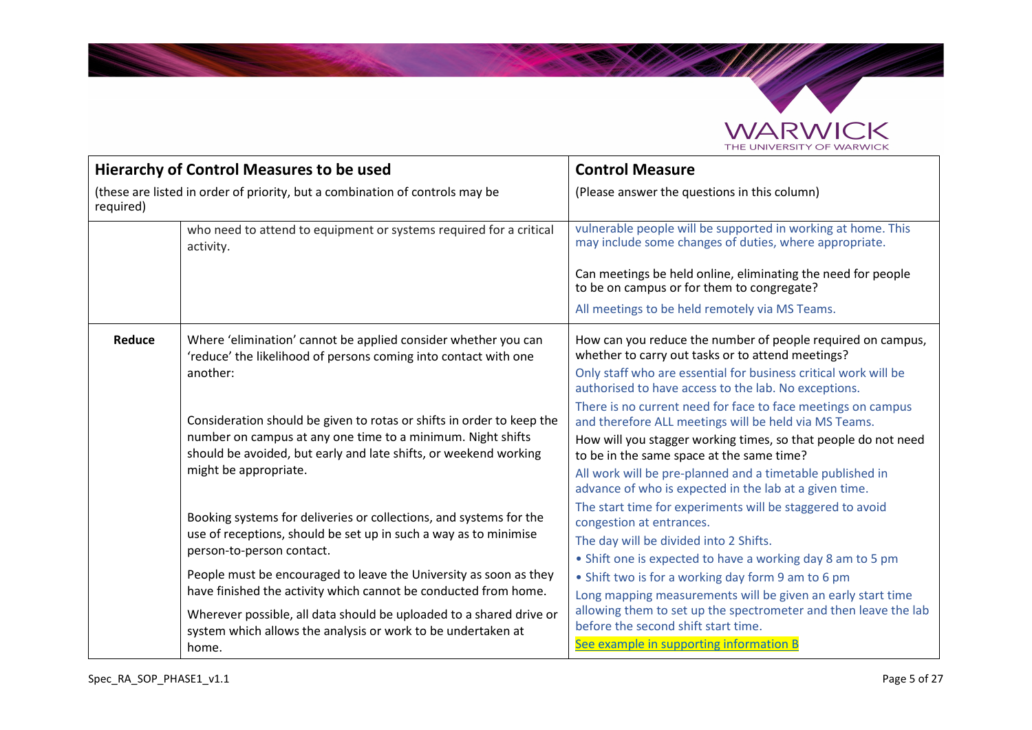| Hierarchy of Control Measures to be used (these are listed in order of priority, but a combination of controls may be required) | | Control Measure (Please answer the questions in this column) |
|---|---|---|
| | who need to attend to equipment or systems required for a critical activity. | vulnerable people will be supported in working at home. This may include some changes of duties, where appropriate.<br><br>Can meetings be held online, eliminating the need for people to be on campus or for them to congregate?<br><br>All meetings to be held remotely via MS Teams. |
| **Reduce** | Where 'elimination' cannot be applied consider whether you can 'reduce' the likelihood of persons coming into contact with one another:<br><br>Consideration should be given to rotas or shifts in order to keep the number on campus at any one time to a minimum. Night shifts should be avoided, but early and late shifts, or weekend working might be appropriate.<br><br>Booking systems for deliveries or collections, and systems for the use of receptions, should be set up in such a way as to minimise person-to-person contact.<br><br>People must be encouraged to leave the University as soon as they have finished the activity which cannot be conducted from home.<br><br>Wherever possible, all data should be uploaded to a shared drive or system which allows the analysis or work to be undertaken at home. | How can you reduce the number of people required on campus, whether to carry out tasks or to attend meetings?<br><br>Only staff who are essential for business critical work will be authorised to have access to the lab. No exceptions.<br><br>There is no current need for face to face meetings on campus and therefore ALL meetings will be held via MS Teams.<br><br>How will you stagger working times, so that people do not need to be in the same space at the same time?<br><br>All work will be pre-planned and a timetable published in advance of who is expected in the lab at a given time.<br><br>The start time for experiments will be staggered to avoid congestion at entrances.<br><br>The day will be divided into 2 Shifts.<br>• Shift one is expected to have a working day 8 am to 5 pm<br>• Shift two is for a working day form 9 am to 6 pm<br><br>Long mapping measurements will be given an early start time allowing them to set up the spectrometer and then leave the lab before the second shift start time.<br><br>See example in supporting information B |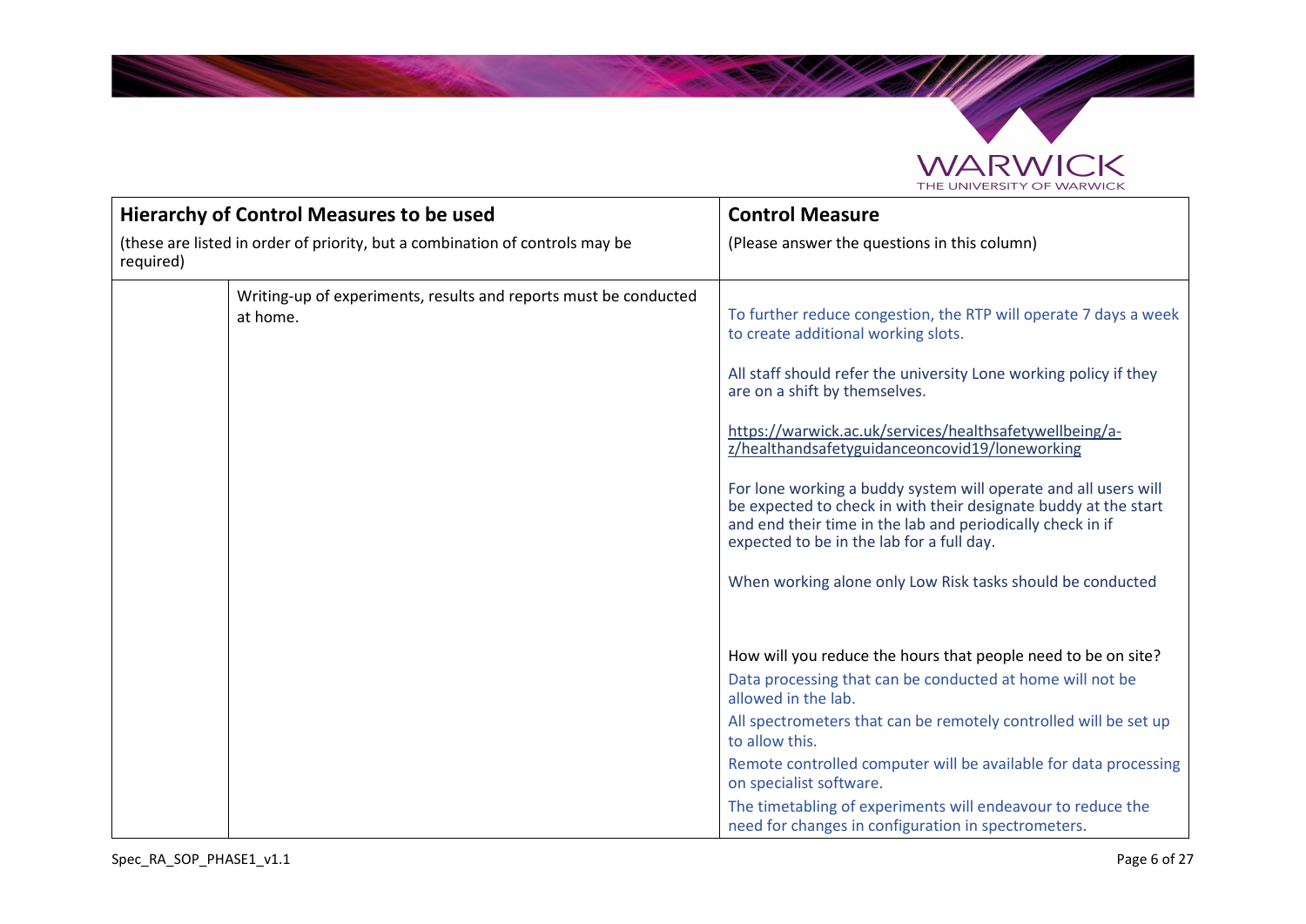| Hierarchy of Control Measures to be used<br>(these are listed in order of priority, but a combination of controls may be required) | | Control Measure<br>(Please answer the questions in this column) |
| --- | --- | --- |
| | Writing-up of experiments, results and reports must be conducted at home. | To further reduce congestion, the RTP will operate 7 days a week to create additional working slots.<br><br>All staff should refer the university Lone working policy if they are on a shift by themselves.<br><br>https://warwick.ac.uk/services/healthsafetywellbeing/a-z/healthandsafetyguidanceoncovid19/loneworking<br><br>For lone working a buddy system will operate and all users will be expected to check in with their designate buddy at the start and end their time in the lab and periodically check in if expected to be in the lab for a full day.<br><br>When working alone only Low Risk tasks should be conducted<br><br>How will you reduce the hours that people need to be on site?<br><br>Data processing that can be conducted at home will not be allowed in the lab.<br><br>All spectrometers that can be remotely controlled will be set up to allow this.<br><br>Remote controlled computer will be available for data processing on specialist software.<br><br>The timetabling of experiments will endeavour to reduce the need for changes in configuration in spectrometers. |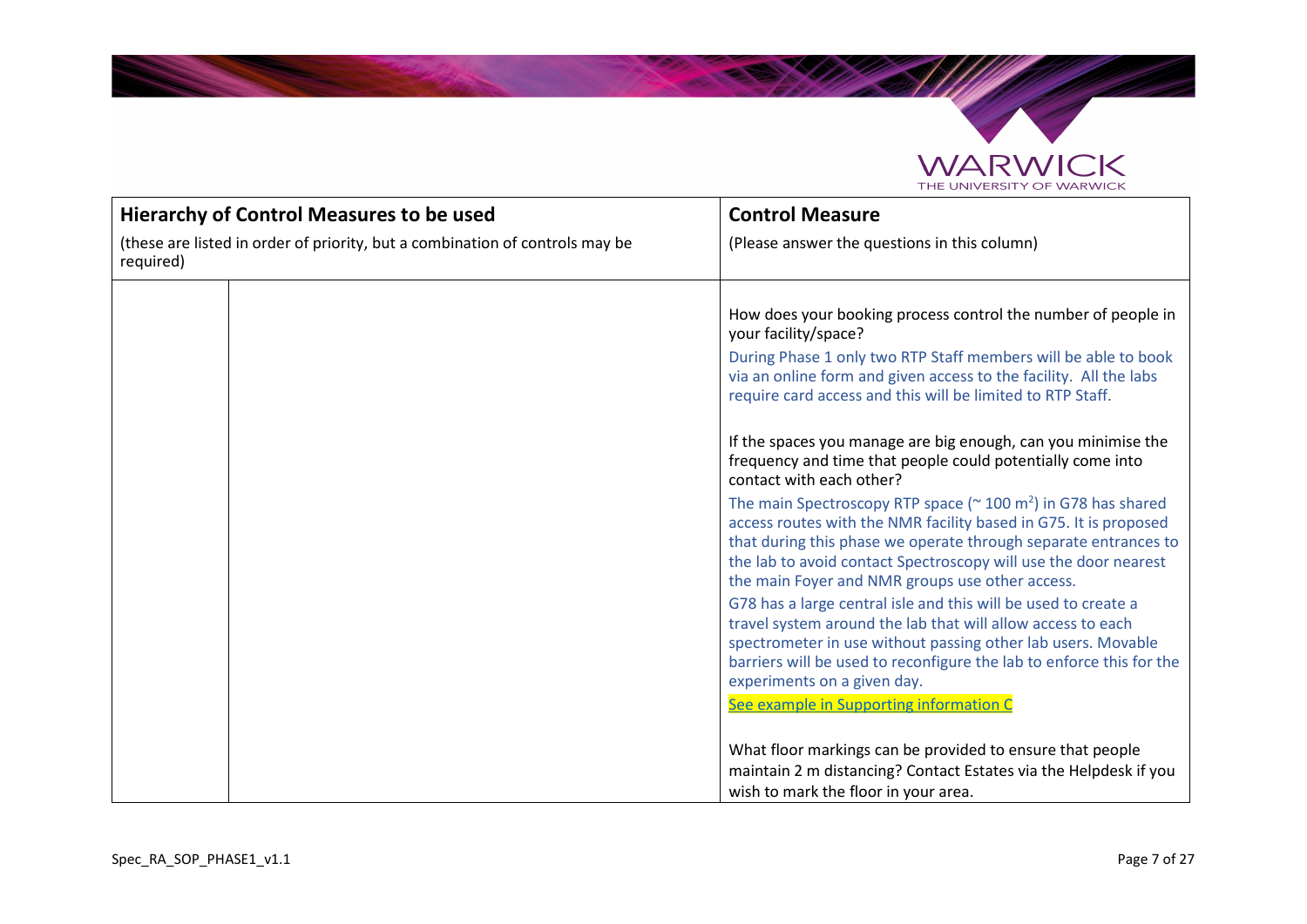| Hierarchy of Control Measures to be used<br>(these are listed in order of priority, but a combination of controls may be required) | | Control Measure<br>(Please answer the questions in this column) |
|---|---|---|
| | | How does your booking process control the number of people in your facility/space?<br>During Phase 1 only two RTP Staff members will be able to book via an online form and given access to the facility. All the labs require card access and this will be limited to RTP Staff.<br><br>If the spaces you manage are big enough, can you minimise the frequency and time that people could potentially come into contact with each other?<br>The main Spectroscopy RTP space (~ 100 $m^2$) in G78 has shared access routes with the NMR facility based in G75. It is proposed that during this phase we operate through separate entrances to the lab to avoid contact Spectroscopy will use the door nearest the main Foyer and NMR groups use other access.<br>G78 has a large central isle and this will be used to create a travel system around the lab that will allow access to each spectrometer in use without passing other lab users. Movable barriers will be used to reconfigure the lab to enforce this for the experiments on a given day.<br>See example in Supporting information C<br><br>What floor markings can be provided to ensure that people maintain 2 m distancing? Contact Estates via the Helpdesk if you wish to mark the floor in your area. |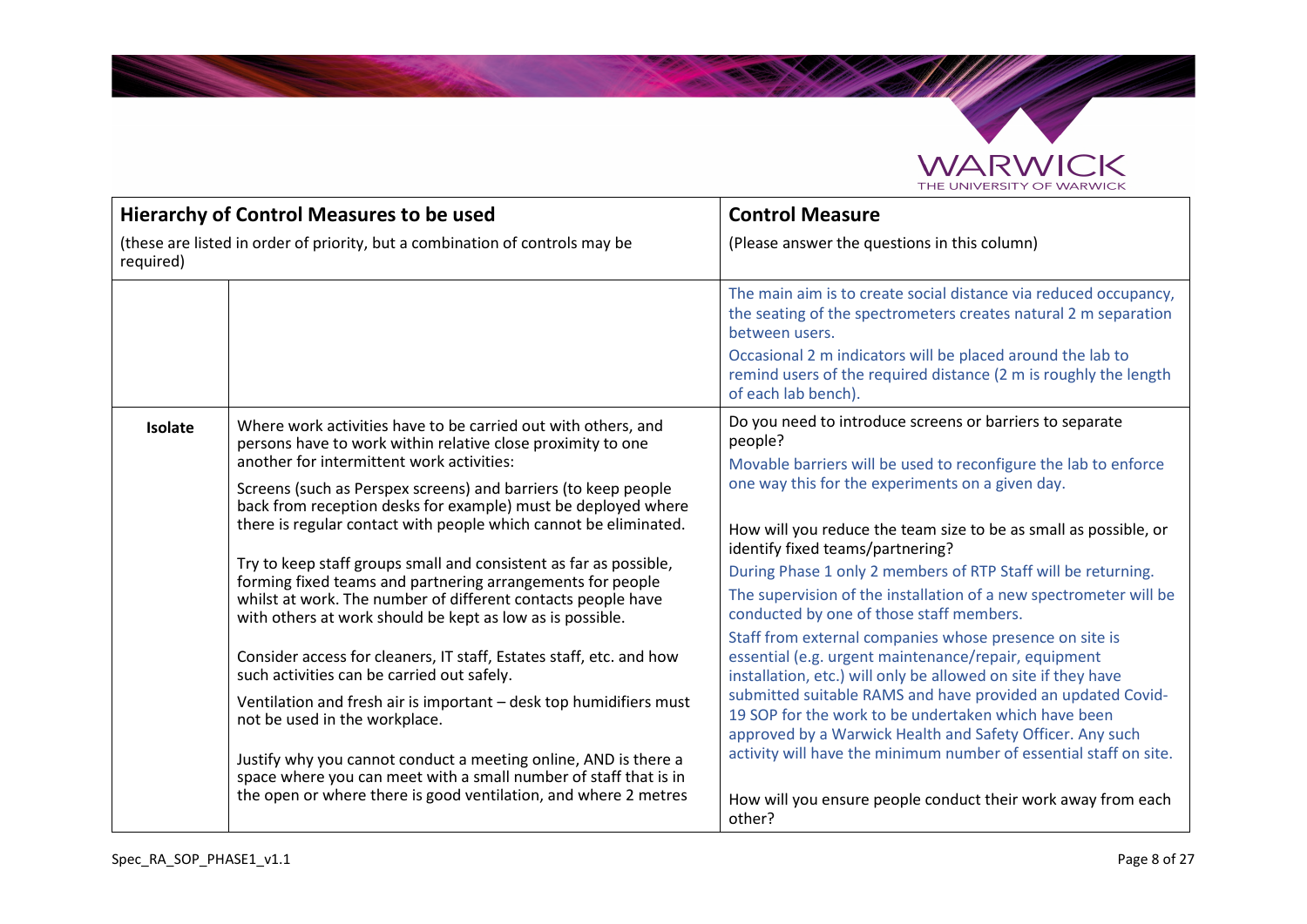| Hierarchy of Control Measures to be used<br>(these are listed in order of priority, but a combination of controls may be required) | | Control Measure<br>(Please answer the questions in this column) |
|---|---|---|
| | | The main aim is to create social distance via reduced occupancy, the seating of the spectrometers creates natural 2 m separation between users.<br>Occasional 2 m indicators will be placed around the lab to remind users of the required distance (2 m is roughly the length of each lab bench). |
| **Isolate** | Where work activities have to be carried out with others, and persons have to work within relative close proximity to one another for intermittent work activities:<br>Screens (such as Perspex screens) and barriers (to keep people back from reception desks for example) must be deployed where there is regular contact with people which cannot be eliminated.<br><br>Try to keep staff groups small and consistent as far as possible, forming fixed teams and partnering arrangements for people whilst at work. The number of different contacts people have with others at work should be kept as low as is possible.<br><br>Consider access for cleaners, IT staff, Estates staff, etc. and how such activities can be carried out safely.<br>Ventilation and fresh air is important – desk top humidifiers must not be used in the workplace.<br><br>Justify why you cannot conduct a meeting online, AND is there a space where you can meet with a small number of staff that is in the open or where there is good ventilation, and where 2 metres | Do you need to introduce screens or barriers to separate people?<br>Movable barriers will be used to reconfigure the lab to enforce one way this for the experiments on a given day.<br><br>How will you reduce the team size to be as small as possible, or identify fixed teams/partnering?<br>During Phase 1 only 2 members of RTP Staff will be returning.<br>The supervision of the installation of a new spectrometer will be conducted by one of those staff members.<br>Staff from external companies whose presence on site is essential (e.g. urgent maintenance/repair, equipment installation, etc.) will only be allowed on site if they have submitted suitable RAMS and have provided an updated Covid-19 SOP for the work to be undertaken which have been approved by a Warwick Health and Safety Officer. Any such activity will have the minimum number of essential staff on site.<br><br>How will you ensure people conduct their work away from each other? |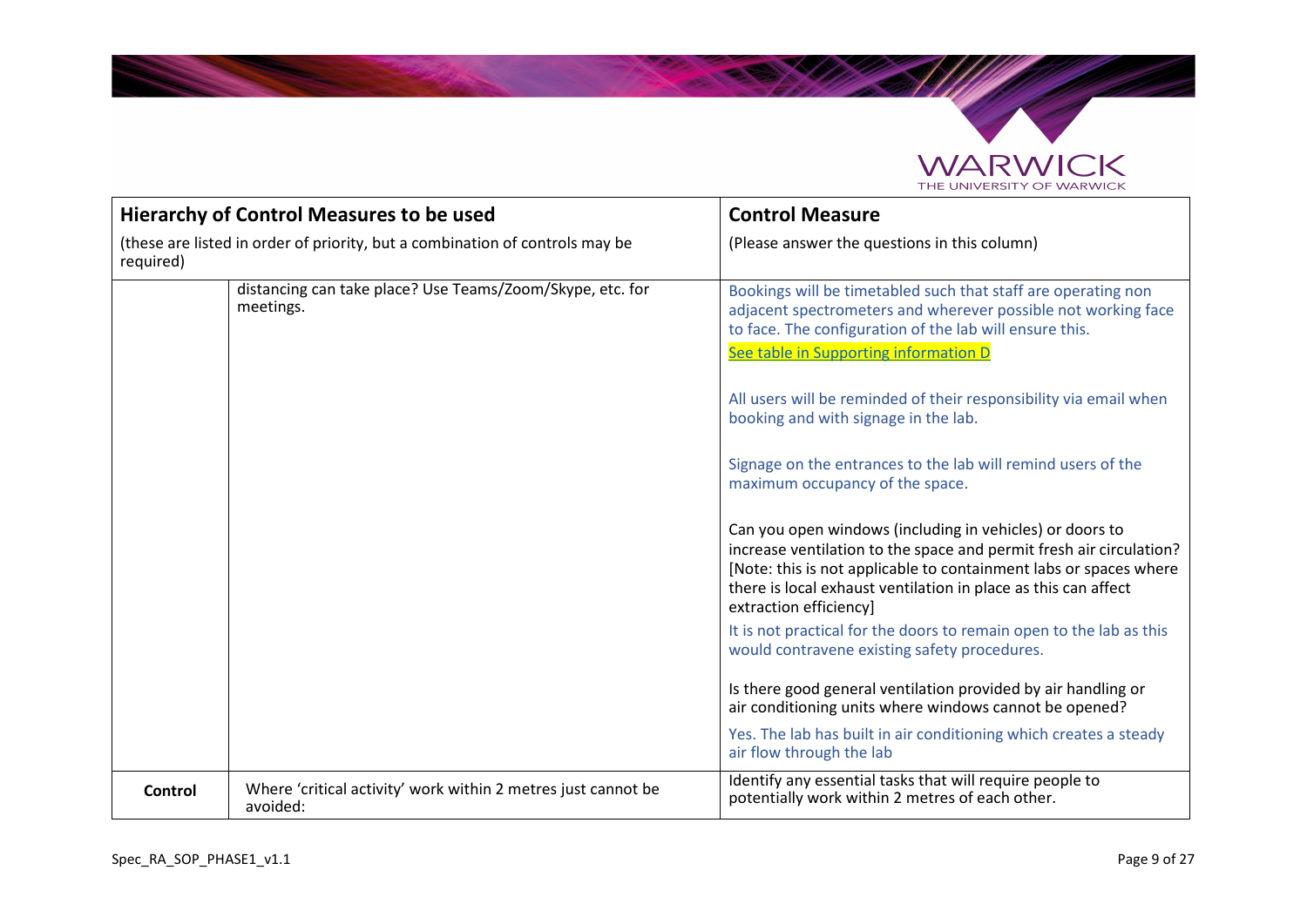| Hierarchy of Control Measures to be used<br>(these are listed in order of priority, but a combination of controls may be required) | | Control Measure<br>(Please answer the questions in this column) |
|---|---|---|
| | distancing can take place? Use Teams/Zoom/Skype, etc. for meetings. | Bookings will be timetabled such that staff are operating non adjacent spectrometers and wherever possible not working face to face. The configuration of the lab will ensure this.<br>See table in Supporting information D<br><br>All users will be reminded of their responsibility via email when booking and with signage in the lab.<br><br>Signage on the entrances to the lab will remind users of the maximum occupancy of the space.<br><br>Can you open windows (including in vehicles) or doors to increase ventilation to the space and permit fresh air circulation? [Note: this is not applicable to containment labs or spaces where there is local exhaust ventilation in place as this can affect extraction efficiency]<br>It is not practical for the doors to remain open to the lab as this would contravene existing safety procedures.<br><br>Is there good general ventilation provided by air handling or air conditioning units where windows cannot be opened?<br>Yes. The lab has built in air conditioning which creates a steady air flow through the lab |
| **Control** | Where 'critical activity' work within 2 metres just cannot be avoided: | Identify any essential tasks that will require people to potentially work within 2 metres of each other. |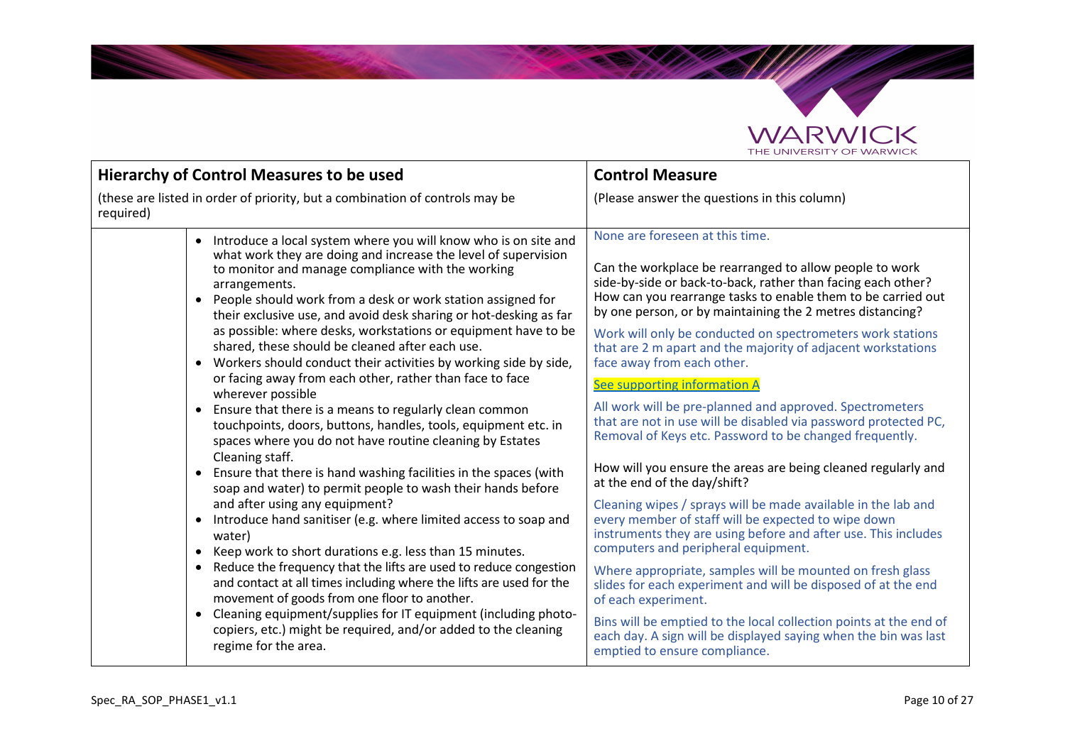| Hierarchy of Control Measures to be used<br><br>(these are listed in order of priority, but a combination of controls may be required) | | Control Measure<br><br>(Please answer the questions in this column) |
|---|---|---|
| | • Introduce a local system where you will know who is on site and what work they are doing and increase the level of supervision to monitor and manage compliance with the working arrangements.<br>• People should work from a desk or work station assigned for their exclusive use, and avoid desk sharing or hot-desking as far as possible: where desks, workstations or equipment have to be shared, these should be cleaned after each use.<br>• Workers should conduct their activities by working side by side, or facing away from each other, rather than face to face wherever possible<br>• Ensure that there is a means to regularly clean common touchpoints, doors, buttons, handles, tools, equipment etc. in spaces where you do not have routine cleaning by Estates Cleaning staff.<br>• Ensure that there is hand washing facilities in the spaces (with soap and water) to permit people to wash their hands before and after using any equipment?<br>• Introduce hand sanitiser (e.g. where limited access to soap and water)<br>• Keep work to short durations e.g. less than 15 minutes.<br>• Reduce the frequency that the lifts are used to reduce congestion and contact at all times including where the lifts are used for the movement of goods from one floor to another.<br>• Cleaning equipment/supplies for IT equipment (including photo-copiers, etc.) might be required, and/or added to the cleaning regime for the area. | None are foreseen at this time.<br><br>Can the workplace be rearranged to allow people to work side-by-side or back-to-back, rather than facing each other? How can you rearrange tasks to enable them to be carried out by one person, or by maintaining the 2 metres distancing?<br><br>Work will only be conducted on spectrometers work stations that are 2 m apart and the majority of adjacent workstations face away from each other.<br><br>See supporting information A<br><br>All work will be pre-planned and approved. Spectrometers that are not in use will be disabled via password protected PC, Removal of Keys etc. Password to be changed frequently.<br><br>How will you ensure the areas are being cleaned regularly and at the end of the day/shift?<br><br>Cleaning wipes / sprays will be made available in the lab and every member of staff will be expected to wipe down instruments they are using before and after use. This includes computers and peripheral equipment.<br><br>Where appropriate, samples will be mounted on fresh glass slides for each experiment and will be disposed of at the end of each experiment.<br><br>Bins will be emptied to the local collection points at the end of each day. A sign will be displayed saying when the bin was last emptied to ensure compliance. |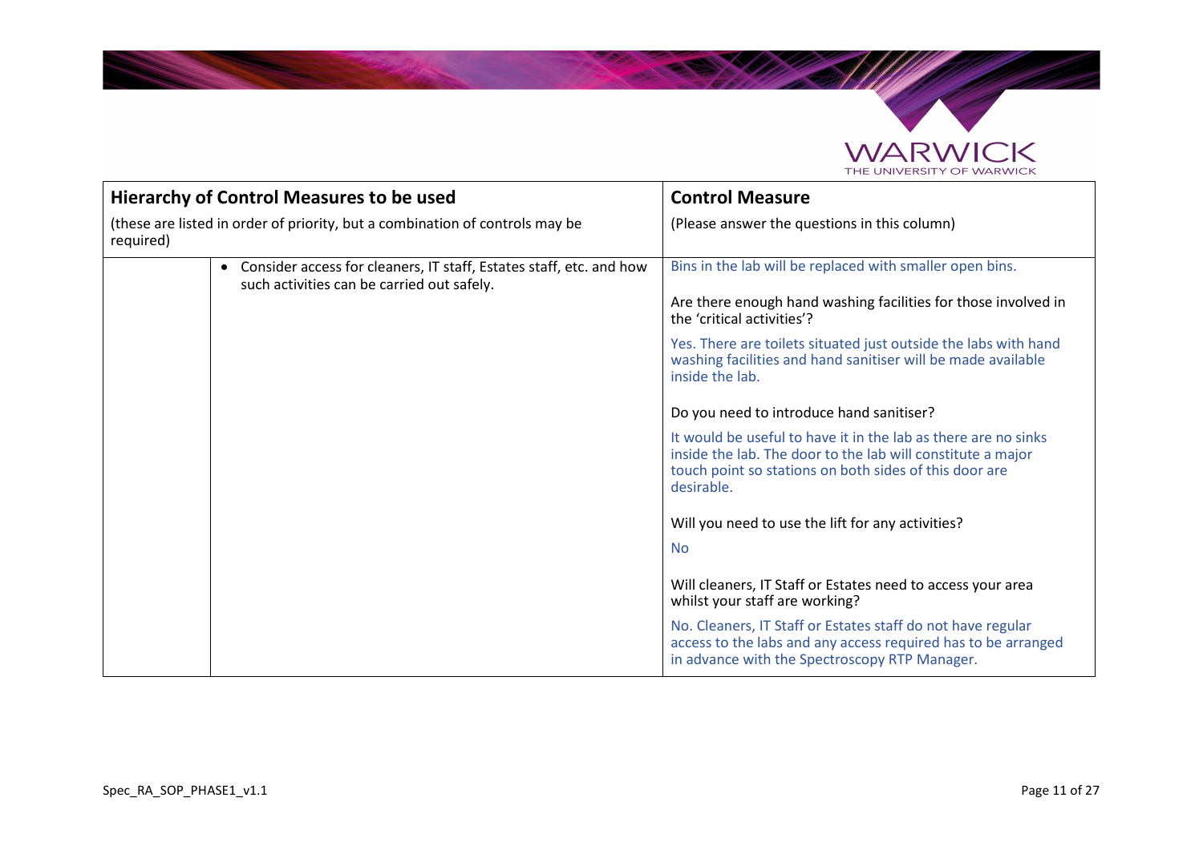| Hierarchy of Control Measures to be used<br>(these are listed in order of priority, but a combination of controls may be required) | | Control Measure<br>(Please answer the questions in this column) |
|---|---|---|
| | • Consider access for cleaners, IT staff, Estates staff, etc. and how such activities can be carried out safely. | Bins in the lab will be replaced with smaller open bins.<br><br>Are there enough hand washing facilities for those involved in the 'critical activities'?<br><br>Yes. There are toilets situated just outside the labs with hand washing facilities and hand sanitiser will be made available inside the lab.<br><br>Do you need to introduce hand sanitiser?<br><br>It would be useful to have it in the lab as there are no sinks inside the lab. The door to the lab will constitute a major touch point so stations on both sides of this door are desirable.<br><br>Will you need to use the lift for any activities?<br><br>No<br><br>Will cleaners, IT Staff or Estates need to access your area whilst your staff are working?<br><br>No. Cleaners, IT Staff or Estates staff do not have regular access to the labs and any access required has to be arranged in advance with the Spectroscopy RTP Manager. |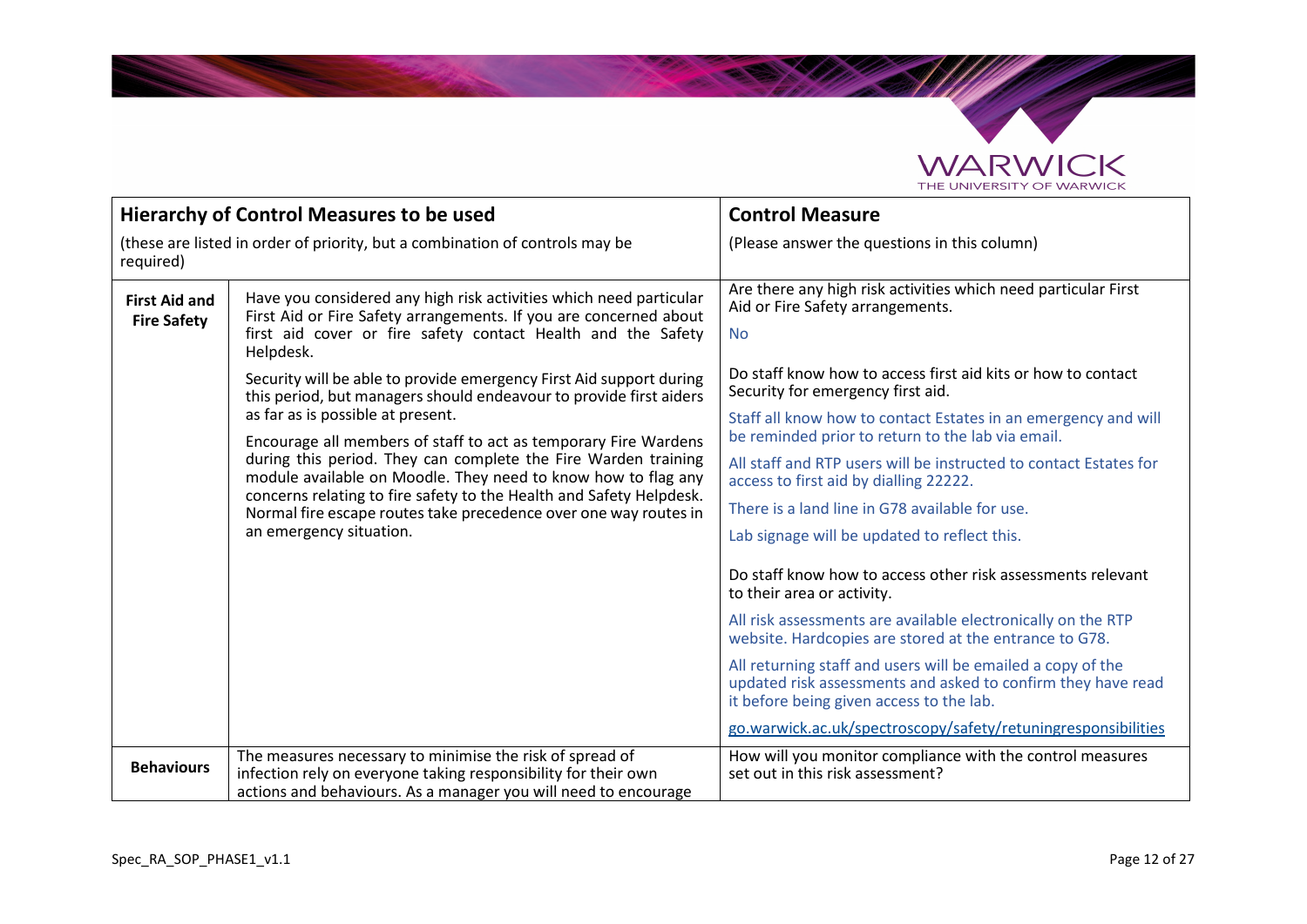| Hierarchy of Control Measures to be used<br>(these are listed in order of priority, but a combination of controls may be required) | | Control Measure<br>(Please answer the questions in this column) |
|---|---|---|
| **First Aid and Fire Safety** | Have you considered any high risk activities which need particular First Aid or Fire Safety arrangements. If you are concerned about first aid cover or fire safety contact Health and the Safety Helpdesk.<br><br>Security will be able to provide emergency First Aid support during this period, but managers should endeavour to provide first aiders as far as is possible at present.<br><br>Encourage all members of staff to act as temporary Fire Wardens during this period. They can complete the Fire Warden training module available on Moodle. They need to know how to flag any concerns relating to fire safety to the Health and Safety Helpdesk. Normal fire escape routes take precedence over one way routes in an emergency situation. | Are there any high risk activities which need particular First Aid or Fire Safety arrangements.<br><br>No<br><br>Do staff know how to access first aid kits or how to contact Security for emergency first aid.<br><br>Staff all know how to contact Estates in an emergency and will be reminded prior to return to the lab via email.<br><br>All staff and RTP users will be instructed to contact Estates for access to first aid by dialling 22222.<br><br>There is a land line in G78 available for use.<br><br>Lab signage will be updated to reflect this.<br><br>Do staff know how to access other risk assessments relevant to their area or activity.<br><br>All risk assessments are available electronically on the RTP website. Hardcopies are stored at the entrance to G78.<br><br>All returning staff and users will be emailed a copy of the updated risk assessments and asked to confirm they have read it before being given access to the lab.<br><br>go.warwick.ac.uk/spectroscopy/safety/retuningresponsibilities |
| **Behaviours** | The measures necessary to minimise the risk of spread of infection rely on everyone taking responsibility for their own actions and behaviours. As a manager you will need to encourage | How will you monitor compliance with the control measures set out in this risk assessment? |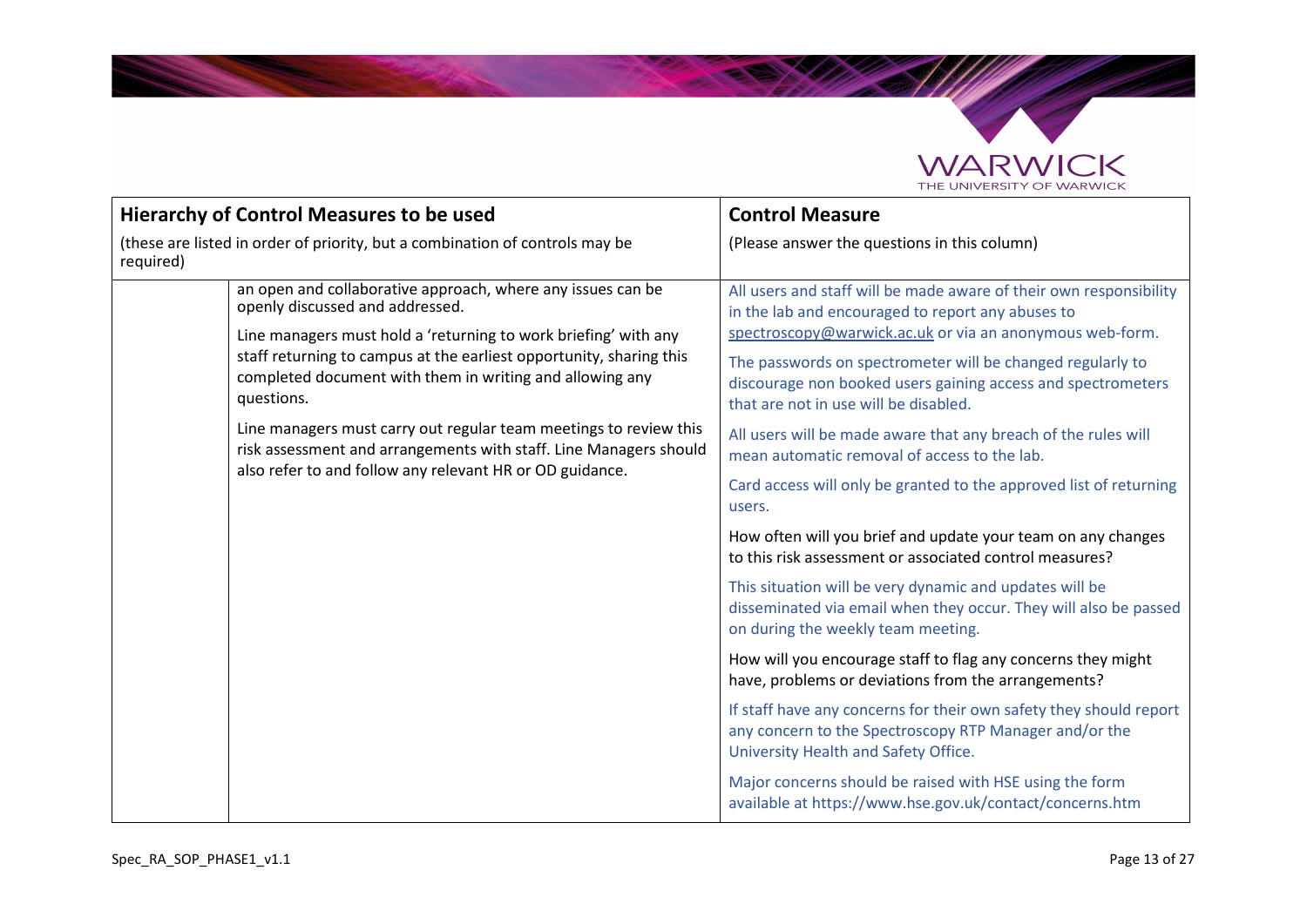| Hierarchy of Control Measures to be used<br>(these are listed in order of priority, but a combination of controls may be required) | | Control Measure<br>(Please answer the questions in this column) |
|---|---|---|
| | an open and collaborative approach, where any issues can be openly discussed and addressed.<br><br>Line managers must hold a 'returning to work briefing' with any staff returning to campus at the earliest opportunity, sharing this completed document with them in writing and allowing any questions.<br><br>Line managers must carry out regular team meetings to review this risk assessment and arrangements with staff. Line Managers should also refer to and follow any relevant HR or OD guidance. | All users and staff will be made aware of their own responsibility in the lab and encouraged to report any abuses to spectroscopy@warwick.ac.uk or via an anonymous web-form.<br><br>The passwords on spectrometer will be changed regularly to discourage non booked users gaining access and spectrometers that are not in use will be disabled.<br><br>All users will be made aware that any breach of the rules will mean automatic removal of access to the lab.<br><br>Card access will only be granted to the approved list of returning users.<br><br>How often will you brief and update your team on any changes to this risk assessment or associated control measures?<br><br>This situation will be very dynamic and updates will be disseminated via email when they occur. They will also be passed on during the weekly team meeting.<br><br>How will you encourage staff to flag any concerns they might have, problems or deviations from the arrangements?<br><br>If staff have any concerns for their own safety they should report any concern to the Spectroscopy RTP Manager and/or the University Health and Safety Office.<br><br>Major concerns should be raised with HSE using the form available at https://www.hse.gov.uk/contact/concerns.htm |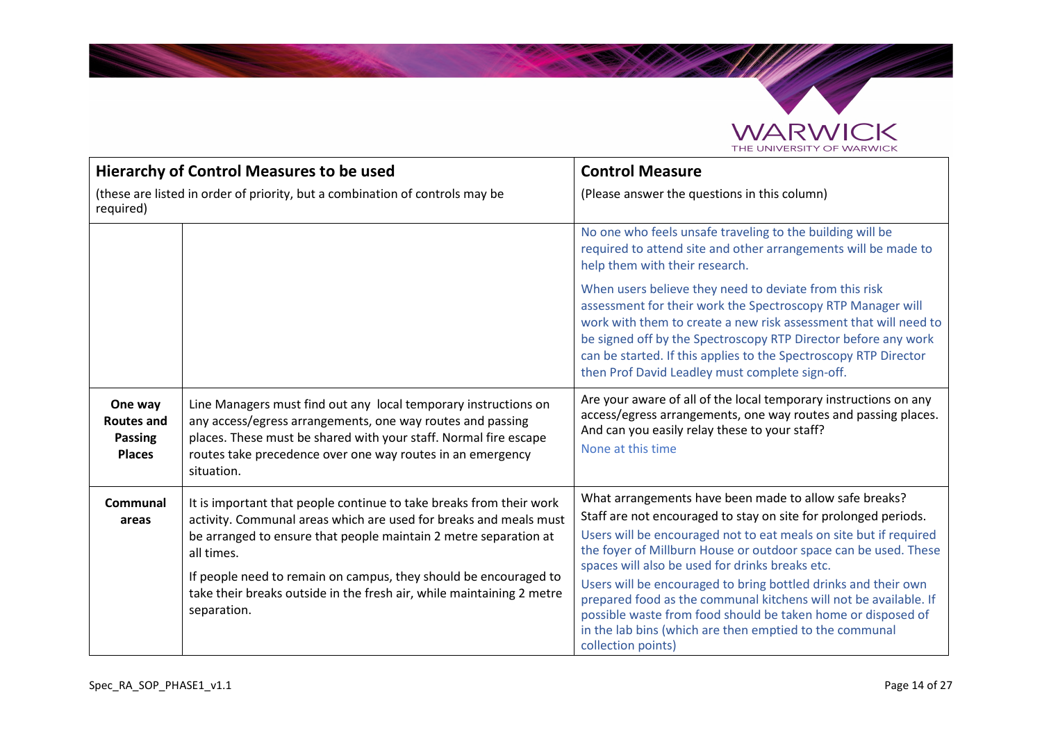| Hierarchy of Control Measures to be used<br>(these are listed in order of priority, but a combination of controls may be required) | | Control Measure<br>(Please answer the questions in this column) |
|---|---|---|
| | | No one who feels unsafe traveling to the building will be required to attend site and other arrangements will be made to help them with their research.<br><br>When users believe they need to deviate from this risk assessment for their work the Spectroscopy RTP Manager will work with them to create a new risk assessment that will need to be signed off by the Spectroscopy RTP Director before any work can be started. If this applies to the Spectroscopy RTP Director then Prof David Leadley must complete sign-off. |
| **One way Routes and Passing Places** | Line Managers must find out any local temporary instructions on any access/egress arrangements, one way routes and passing places. These must be shared with your staff. Normal fire escape routes take precedence over one way routes in an emergency situation. | Are your aware of all of the local temporary instructions on any access/egress arrangements, one way routes and passing places. And can you easily relay these to your staff?<br>None at this time |
| **Communal areas** | It is important that people continue to take breaks from their work activity. Communal areas which are used for breaks and meals must be arranged to ensure that people maintain 2 metre separation at all times.<br><br>If people need to remain on campus, they should be encouraged to take their breaks outside in the fresh air, while maintaining 2 metre separation. | What arrangements have been made to allow safe breaks?<br>Staff are not encouraged to stay on site for prolonged periods.<br>Users will be encouraged not to eat meals on site but if required the foyer of Millburn House or outdoor space can be used. These spaces will also be used for drinks breaks etc.<br>Users will be encouraged to bring bottled drinks and their own prepared food as the communal kitchens will not be available. If possible waste from food should be taken home or disposed of in the lab bins (which are then emptied to the communal collection points) |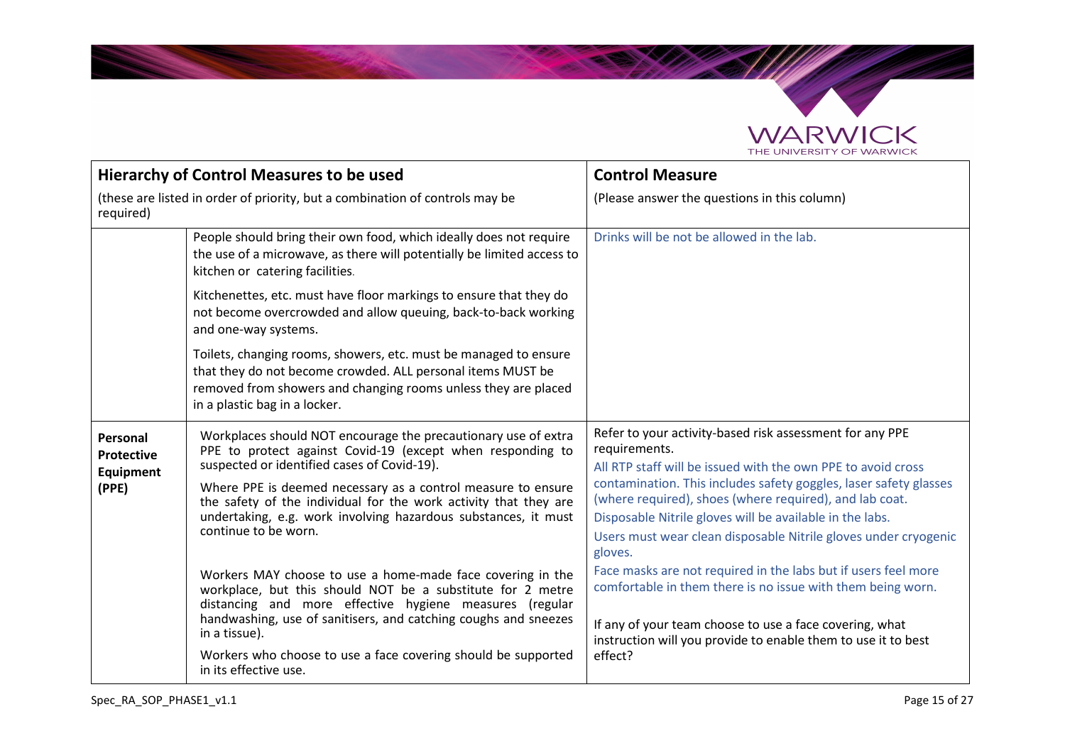| Hierarchy of Control Measures to be used<br>(these are listed in order of priority, but a combination of controls may be required) | | Control Measure<br>(Please answer the questions in this column) |
| --- | --- | --- |
| | People should bring their own food, which ideally does not require the use of a microwave, as there will potentially be limited access to kitchen or catering facilities.<br><br>Kitchenettes, etc. must have floor markings to ensure that they do not become overcrowded and allow queuing, back-to-back working and one-way systems.<br><br>Toilets, changing rooms, showers, etc. must be managed to ensure that they do not become crowded. ALL personal items MUST be removed from showers and changing rooms unless they are placed in a plastic bag in a locker. | Drinks will be not be allowed in the lab. |
| **Personal Protective Equipment (PPE)** | Workplaces should NOT encourage the precautionary use of extra PPE to protect against Covid-19 (except when responding to suspected or identified cases of Covid-19).<br><br>Where PPE is deemed necessary as a control measure to ensure the safety of the individual for the work activity that they are undertaking, e.g. work involving hazardous substances, it must continue to be worn.<br><br>Workers MAY choose to use a home-made face covering in the workplace, but this should NOT be a substitute for 2 metre distancing and more effective hygiene measures (regular handwashing, use of sanitisers, and catching coughs and sneezes in a tissue).<br><br>Workers who choose to use a face covering should be supported in its effective use. | Refer to your activity-based risk assessment for any PPE requirements.<br><br>All RTP staff will be issued with the own PPE to avoid cross contamination. This includes safety goggles, laser safety glasses (where required), shoes (where required), and lab coat.<br><br>Disposable Nitrile gloves will be available in the labs.<br><br>Users must wear clean disposable Nitrile gloves under cryogenic gloves.<br><br>Face masks are not required in the labs but if users feel more comfortable in them there is no issue with them being worn.<br><br>If any of your team choose to use a face covering, what instruction will you provide to enable them to use it to best effect? |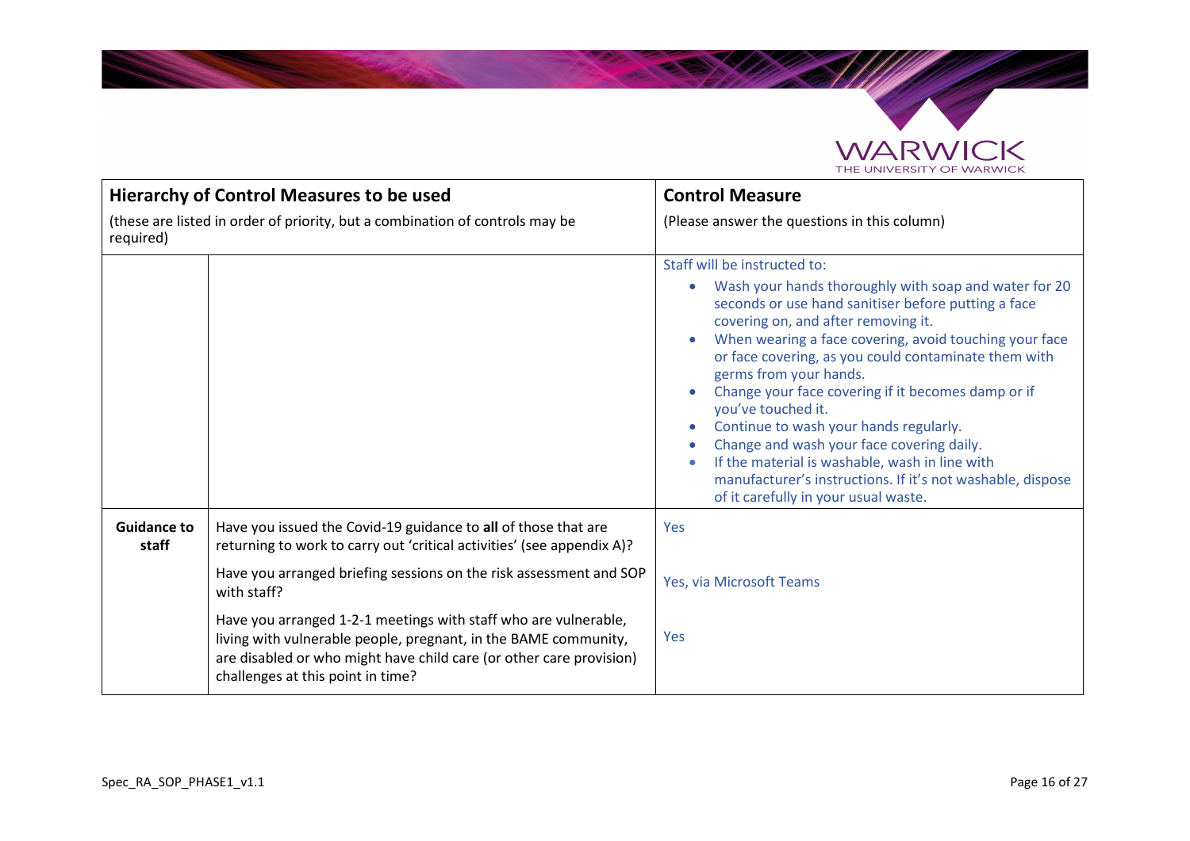| Hierarchy of Control Measures to be used<br>(these are listed in order of priority, but a combination of controls may be required) | | Control Measure<br>(Please answer the questions in this column) |
|---|---|---|
| | | Staff will be instructed to:<br>• Wash your hands thoroughly with soap and water for 20 seconds or use hand sanitiser before putting a face covering on, and after removing it.<br>• When wearing a face covering, avoid touching your face or face covering, as you could contaminate them with germs from your hands.<br>• Change your face covering if it becomes damp or if you've touched it.<br>• Continue to wash your hands regularly.<br>• Change and wash your face covering daily.<br>• If the material is washable, wash in line with manufacturer's instructions. If it's not washable, dispose of it carefully in your usual waste. |
| **Guidance to staff** | Have you issued the Covid-19 guidance to **all** of those that are returning to work to carry out 'critical activities' (see appendix A)? | Yes |
| | Have you arranged briefing sessions on the risk assessment and SOP with staff? | Yes, via Microsoft Teams |
| | Have you arranged 1-2-1 meetings with staff who are vulnerable, living with vulnerable people, pregnant, in the BAME community, are disabled or who might have child care (or other care provision) challenges at this point in time? | Yes |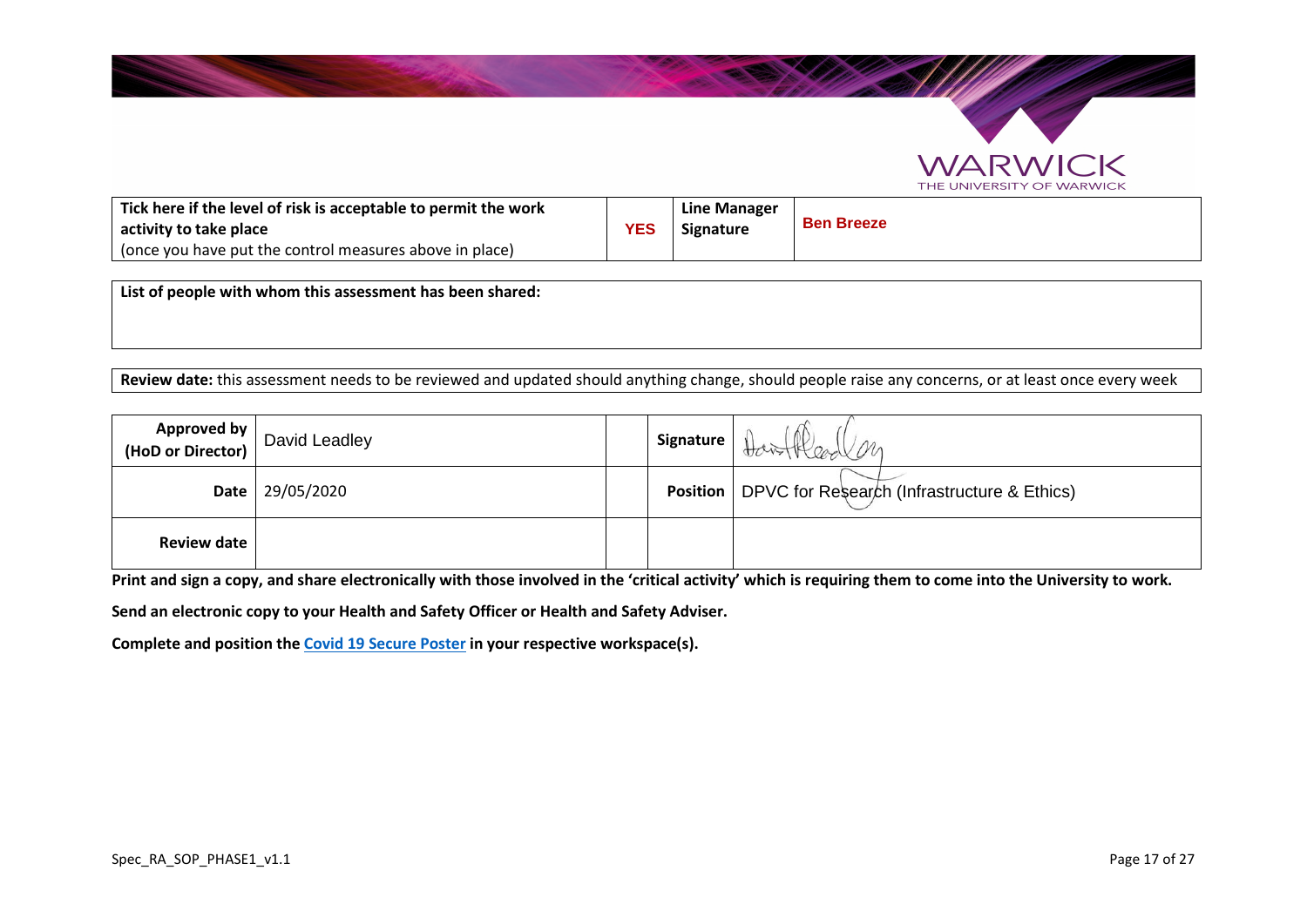| **Tick here if the level of risk is acceptable to permit the work activity to take place** (once you have put the control measures above in place) | **YES** | **Line Manager Signature** | **Ben Breeze** |
|---|---|---|---|

| **List of people with whom this assessment has been shared:** |
|---|
| |

| **Review date:** this assessment needs to be reviewed and updated should anything change, should people raise any concerns, or at least once every week |
|---|

| **Approved by (HoD or Director)** | David Leadley | | **Signature** | David Leadley |
|---|---|---|---|---|
| **Date** | 29/05/2020 | | **Position** | DPVC for Research (Infrastructure & Ethics) |
| **Review date** | | | | |

**Print and sign a copy, and share electronically with those involved in the 'critical activity' which is requiring them to come into the University to work.**

**Send an electronic copy to your Health and Safety Officer or Health and Safety Adviser.**

**Complete and position the Covid 19 Secure Poster in your respective workspace(s).**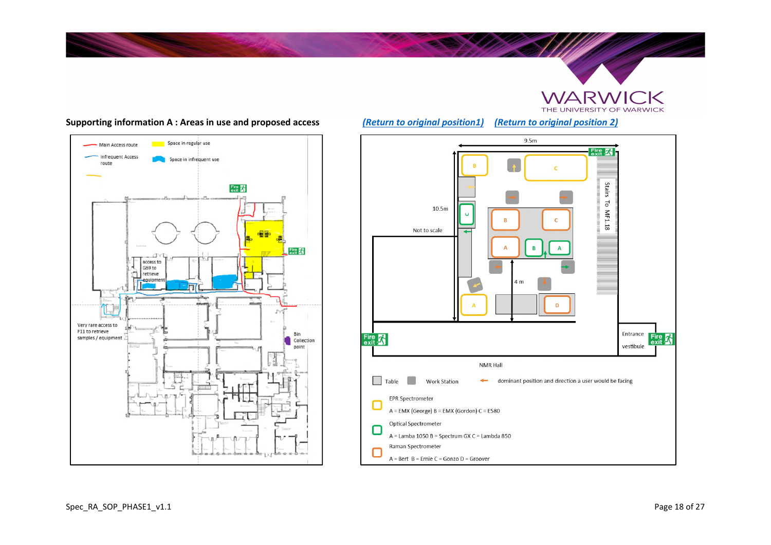## Supporting information A : Areas in use and proposed access

*(Return to original position1)* *(Return to original position 2)*

Main Access route
Infrequent Access route
Space in regular use
Space in infrequent use

access to G69 to retrieve equipment

Very rare access to F11 to retrieve samples / equipment

Bin Collection point

9.5m

10.5m

Not to scale

4 m

Stairs To MF1.18

Entrance vestibule

NMR Hall

Fire exit

Table — Work Station — dominant position and direction a user would be facing

EPR Spectrometer

A = EMX (George) B = EMX (Gordon) C = E580

Optical Spectrometer

A = Lamba 1050 B = Spectrum GX C = Lambda 850

Raman Spectrometer

A = Bert B = Ernie C = Gonzo D = Groover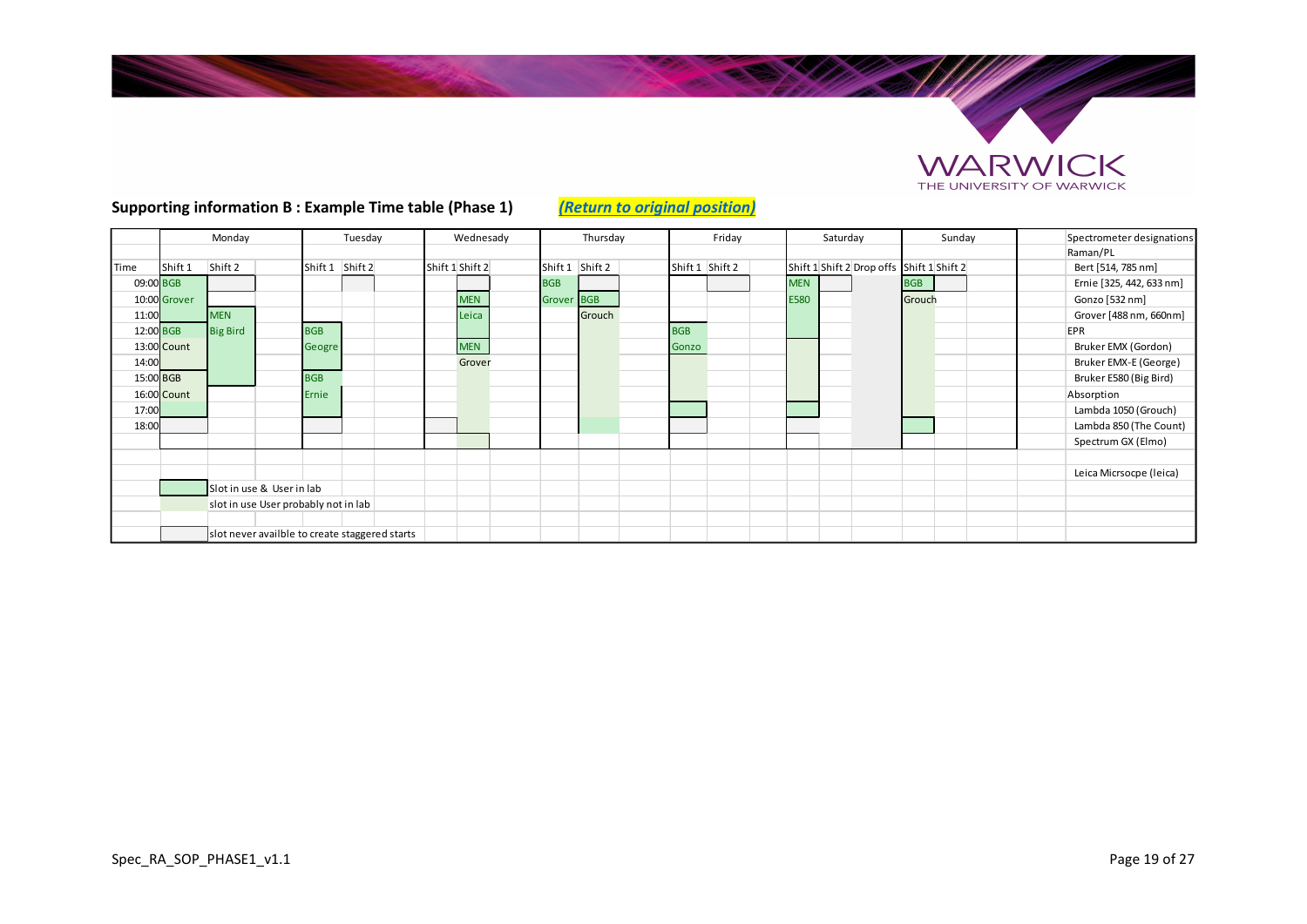## Supporting information B : Example Time table (Phase 1)

***(Return to original position)***

| | Monday | | Tuesday | | Wednesady | | Thursday | | Friday | | Saturday | | | Sunday | |
|---|---|---|---|---|---|---|---|---|---|---|---|---|---|---|---|
| Time | Shift 1 | Shift 2 | Shift 1 | Shift 2 | Shift 1 | Shift 2 | Shift 1 | Shift 2 | Shift 1 | Shift 2 | Shift 1 | Shift 2 | Drop offs | Shift 1 | Shift 2 |
| 09:00 | BGB | | | | | | BGB | | | | MEN | | | BGB | |
| 10:00 | Grover | | | | | MEN | Grover | BGB | | | E580 | | | Grouch | |
| 11:00 | | MEN | | | | Leica | | Grouch | | | | | | | |
| 12:00 | BGB | Big Bird | BGB | | | | | | BGB | | | | | | |
| 13:00 | Count | | Geogre | | | MEN | | | Gonzo | | | | | | |
| 14:00 | | | | | | Grover | | | | | | | | | |
| 15:00 | BGB | | BGB | | | | | | | | | | | | |
| 16:00 | Count | | Ernie | | | | | | | | | | | | |
| 17:00 | | | | | | | | | | | | | | | |
| 18:00 | | | | | | | | | | | | | | | |

| Key | |
|---|---|
| (green) | Slot in use & User in lab |
| (light green) | slot in use User probably not in lab |
| (grey) | slot never availble to create staggered starts |

**Spectrometer designations**

Raman/PL
- Bert [514, 785 nm]
- Ernie [325, 442, 633 nm]
- Gonzo [532 nm]
- Grover [488 nm, 660nm]

EPR
- Bruker EMX (Gordon)
- Bruker EMX-E (George)
- Bruker E580 (Big Bird)

Absorption
- Lambda 1050 (Grouch)
- Lambda 850 (The Count)
- Spectrum GX (Elmo)

Leica Micrsocpe (leica)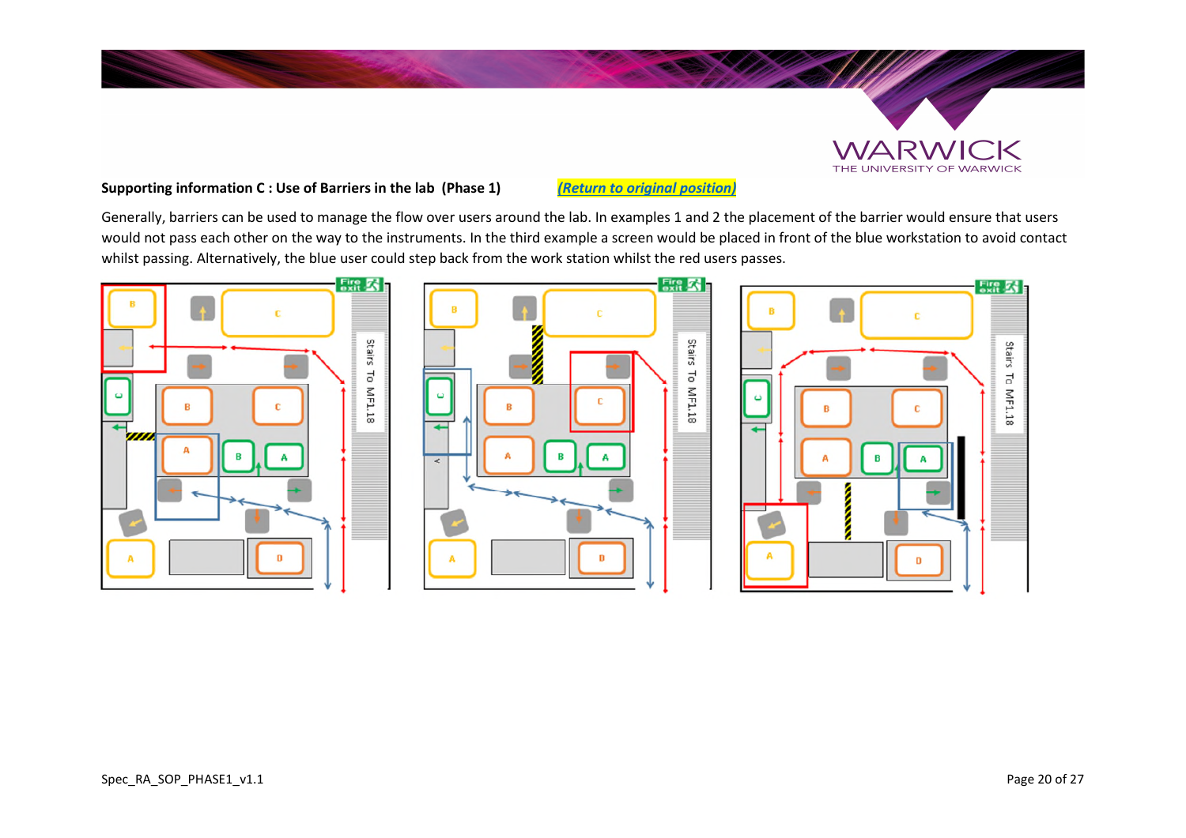**Supporting information C : Use of Barriers in the lab (Phase 1)** *(Return to original position)*

Generally, barriers can be used to manage the flow over users around the lab. In examples 1 and 2 the placement of the barrier would ensure that users would not pass each other on the way to the instruments. In the third example a screen would be placed in front of the blue workstation to avoid contact whilst passing. Alternatively, the blue user could step back from the work station whilst the red users passes.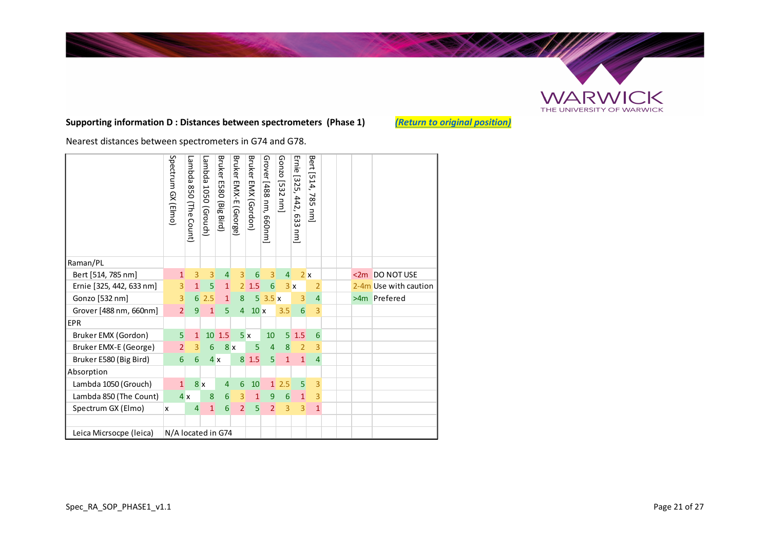**Supporting information D : Distances between spectrometers (Phase 1)** ***(Return to original position)***

Nearest distances between spectrometers in G74 and G78.

| | Spectrum GX (Elmo) | Lambda 850 (The Count) | Lambda 1050 (Grouch) | Bruker E580 (Big Bird) | Bruker EMX-E (George) | Bruker EMX (Gordon) | Grover [488 nm, 660nm] | Gonzo [532 nm] | Ernie [325, 442, 633 nm] | Bert [514, 785 nm] | | | | |
|---|---|---|---|---|---|---|---|---|---|---|---|---|---|---|
| Raman/PL | | | | | | | | | | | | | | |
| Bert [514, 785 nm] | 1 | 3 | 3 | 4 | 3 | 6 | 3 | 4 | 2 | x | | | <2m | DO NOT USE |
| Ernie [325, 442, 633 nm] | 3 | 1 | 5 | 1 | 2 | 1.5 | 6 | 3 | x | 2 | | | 2-4m | Use with caution |
| Gonzo [532 nm] | 3 | 6 | 2.5 | 1 | 8 | 5 | 3.5 | x | 3 | 4 | | | >4m | Prefered |
| Grover [488 nm, 660nm] | 2 | 9 | 1 | 5 | 4 | 10 | x | 3.5 | 6 | 3 | | | | |
| EPR | | | | | | | | | | | | | | |
| Bruker EMX (Gordon) | 5 | 1 | 10 | 1.5 | 5 | x | 10 | 5 | 1.5 | 6 | | | | |
| Bruker EMX-E (George) | 2 | 3 | 6 | 8 | x | 5 | 4 | 8 | 2 | 3 | | | | |
| Bruker E580 (Big Bird) | 6 | 6 | 4 | x | 8 | 1.5 | 5 | 1 | 1 | 4 | | | | |
| Absorption | | | | | | | | | | | | | | |
| Lambda 1050 (Grouch) | 1 | 8 | x | 4 | 6 | 10 | 1 | 2.5 | 5 | 3 | | | | |
| Lambda 850 (The Count) | 4 | x | 8 | 6 | 3 | 1 | 9 | 6 | 1 | 3 | | | | |
| Spectrum GX (Elmo) | x | 4 | 1 | 6 | 2 | 5 | 2 | 3 | 3 | 1 | | | | |
| | | | | | | | | | | | | | | |
| Leica Micrsocpe (leica) | N/A located in G74 | | | | | | | | | | | | | |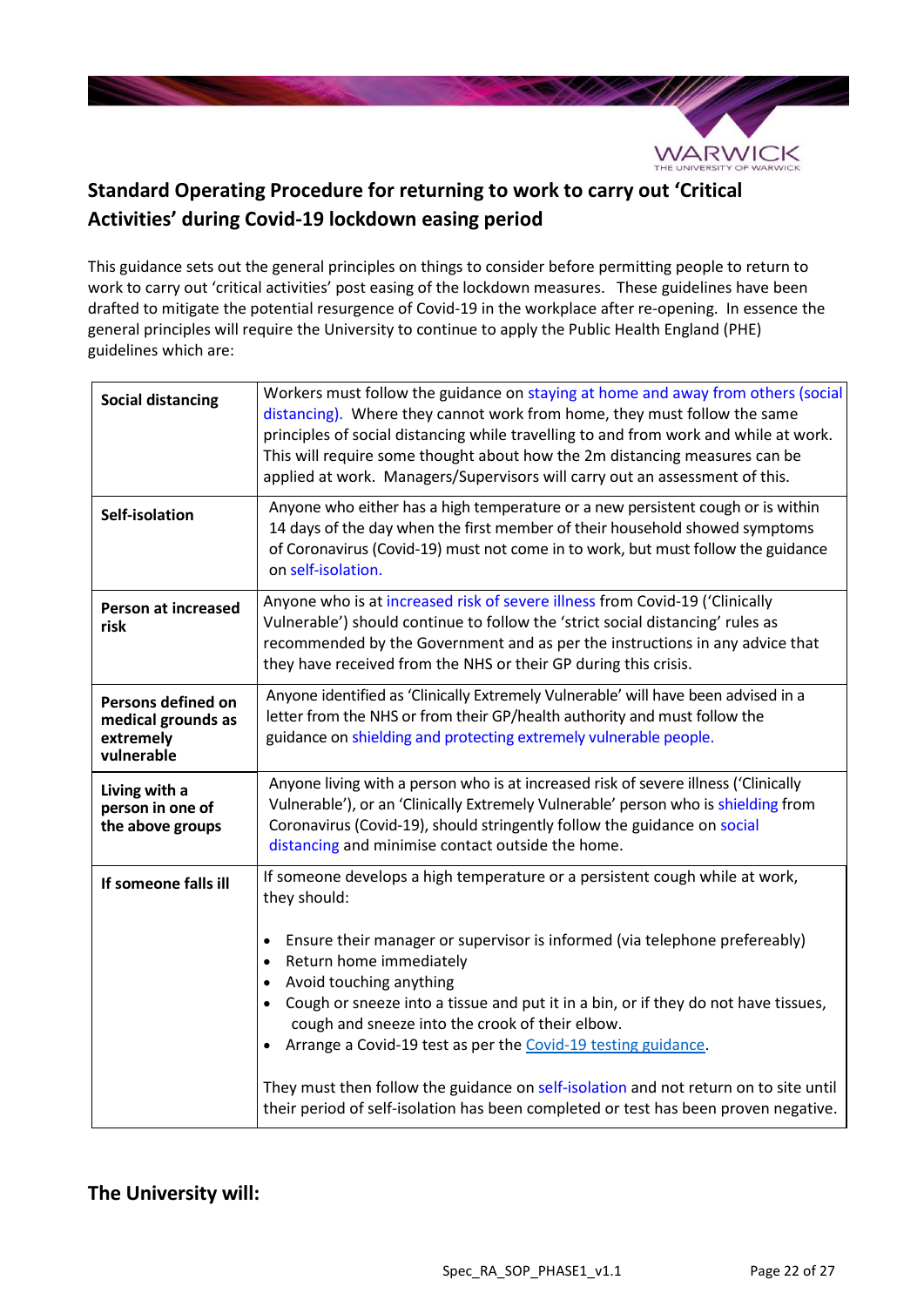## Standard Operating Procedure for returning to work to carry out 'Critical Activities' during Covid-19 lockdown easing period

This guidance sets out the general principles on things to consider before permitting people to return to work to carry out 'critical activities' post easing of the lockdown measures. These guidelines have been drafted to mitigate the potential resurgence of Covid-19 in the workplace after re-opening. In essence the general principles will require the University to continue to apply the Public Health England (PHE) guidelines which are:

| | |
|---|---|
| **Social distancing** | Workers must follow the guidance on staying at home and away from others (social distancing). Where they cannot work from home, they must follow the same principles of social distancing while travelling to and from work and while at work. This will require some thought about how the 2m distancing measures can be applied at work. Managers/Supervisors will carry out an assessment of this. |
| **Self-isolation** | Anyone who either has a high temperature or a new persistent cough or is within 14 days of the day when the first member of their household showed symptoms of Coronavirus (Covid-19) must not come in to work, but must follow the guidance on self-isolation. |
| **Person at increased risk** | Anyone who is at increased risk of severe illness from Covid-19 ('Clinically Vulnerable') should continue to follow the 'strict social distancing' rules as recommended by the Government and as per the instructions in any advice that they have received from the NHS or their GP during this crisis. |
| **Persons defined on medical grounds as extremely vulnerable** | Anyone identified as 'Clinically Extremely Vulnerable' will have been advised in a letter from the NHS or from their GP/health authority and must follow the guidance on shielding and protecting extremely vulnerable people. |
| **Living with a person in one of the above groups** | Anyone living with a person who is at increased risk of severe illness ('Clinically Vulnerable'), or an 'Clinically Extremely Vulnerable' person who is shielding from Coronavirus (Covid-19), should stringently follow the guidance on social distancing and minimise contact outside the home. |
| **If someone falls ill** | If someone develops a high temperature or a persistent cough while at work, they should:<br><br>• Ensure their manager or supervisor is informed (via telephone prefereably)<br>• Return home immediately<br>• Avoid touching anything<br>• Cough or sneeze into a tissue and put it in a bin, or if they do not have tissues, cough and sneeze into the crook of their elbow.<br>• Arrange a Covid-19 test as per the Covid-19 testing guidance.<br><br>They must then follow the guidance on self-isolation and not return on to site until their period of self-isolation has been completed or test has been proven negative. |

## The University will: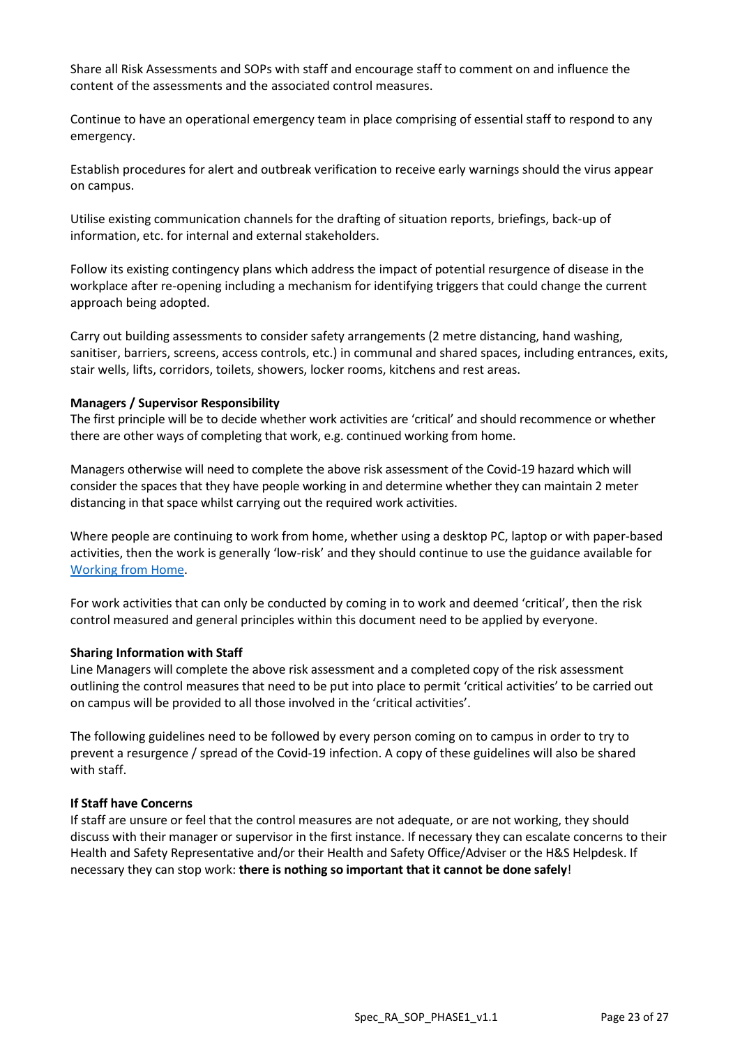Share all Risk Assessments and SOPs with staff and encourage staff to comment on and influence the content of the assessments and the associated control measures.

Continue to have an operational emergency team in place comprising of essential staff to respond to any emergency.

Establish procedures for alert and outbreak verification to receive early warnings should the virus appear on campus.

Utilise existing communication channels for the drafting of situation reports, briefings, back-up of information, etc. for internal and external stakeholders.

Follow its existing contingency plans which address the impact of potential resurgence of disease in the workplace after re-opening including a mechanism for identifying triggers that could change the current approach being adopted.

Carry out building assessments to consider safety arrangements (2 metre distancing, hand washing, sanitiser, barriers, screens, access controls, etc.) in communal and shared spaces, including entrances, exits, stair wells, lifts, corridors, toilets, showers, locker rooms, kitchens and rest areas.

**Managers / Supervisor Responsibility**

The first principle will be to decide whether work activities are 'critical' and should recommence or whether there are other ways of completing that work, e.g. continued working from home.

Managers otherwise will need to complete the above risk assessment of the Covid-19 hazard which will consider the spaces that they have people working in and determine whether they can maintain 2 meter distancing in that space whilst carrying out the required work activities.

Where people are continuing to work from home, whether using a desktop PC, laptop or with paper-based activities, then the work is generally 'low-risk' and they should continue to use the guidance available for [Working from Home](Working from Home).

For work activities that can only be conducted by coming in to work and deemed 'critical', then the risk control measured and general principles within this document need to be applied by everyone.

**Sharing Information with Staff**

Line Managers will complete the above risk assessment and a completed copy of the risk assessment outlining the control measures that need to be put into place to permit 'critical activities' to be carried out on campus will be provided to all those involved in the 'critical activities'.

The following guidelines need to be followed by every person coming on to campus in order to try to prevent a resurgence / spread of the Covid-19 infection. A copy of these guidelines will also be shared with staff.

**If Staff have Concerns**

If staff are unsure or feel that the control measures are not adequate, or are not working, they should discuss with their manager or supervisor in the first instance. If necessary they can escalate concerns to their Health and Safety Representative and/or their Health and Safety Office/Adviser or the H&S Helpdesk. If necessary they can stop work: **there is nothing so important that it cannot be done safely**!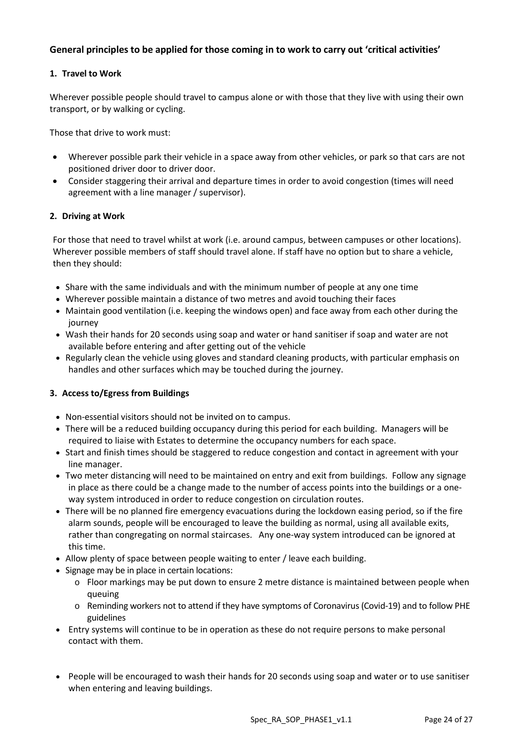## General principles to be applied for those coming in to work to carry out 'critical activities'

### 1. Travel to Work

Wherever possible people should travel to campus alone or with those that they live with using their own transport, or by walking or cycling.

Those that drive to work must:

- Wherever possible park their vehicle in a space away from other vehicles, or park so that cars are not positioned driver door to driver door.
- Consider staggering their arrival and departure times in order to avoid congestion (times will need agreement with a line manager / supervisor).

### 2. Driving at Work

For those that need to travel whilst at work (i.e. around campus, between campuses or other locations). Wherever possible members of staff should travel alone. If staff have no option but to share a vehicle, then they should:

- Share with the same individuals and with the minimum number of people at any one time
- Wherever possible maintain a distance of two metres and avoid touching their faces
- Maintain good ventilation (i.e. keeping the windows open) and face away from each other during the journey
- Wash their hands for 20 seconds using soap and water or hand sanitiser if soap and water are not available before entering and after getting out of the vehicle
- Regularly clean the vehicle using gloves and standard cleaning products, with particular emphasis on handles and other surfaces which may be touched during the journey.

### 3. Access to/Egress from Buildings

- Non-essential visitors should not be invited on to campus.
- There will be a reduced building occupancy during this period for each building. Managers will be required to liaise with Estates to determine the occupancy numbers for each space.
- Start and finish times should be staggered to reduce congestion and contact in agreement with your line manager.
- Two meter distancing will need to be maintained on entry and exit from buildings. Follow any signage in place as there could be a change made to the number of access points into the buildings or a one-way system introduced in order to reduce congestion on circulation routes.
- There will be no planned fire emergency evacuations during the lockdown easing period, so if the fire alarm sounds, people will be encouraged to leave the building as normal, using all available exits, rather than congregating on normal staircases. Any one-way system introduced can be ignored at this time.
- Allow plenty of space between people waiting to enter / leave each building.
- Signage may be in place in certain locations:
    - Floor markings may be put down to ensure 2 metre distance is maintained between people when queuing
    - Reminding workers not to attend if they have symptoms of Coronavirus (Covid-19) and to follow PHE guidelines
- Entry systems will continue to be in operation as these do not require persons to make personal contact with them.
- People will be encouraged to wash their hands for 20 seconds using soap and water or to use sanitiser when entering and leaving buildings.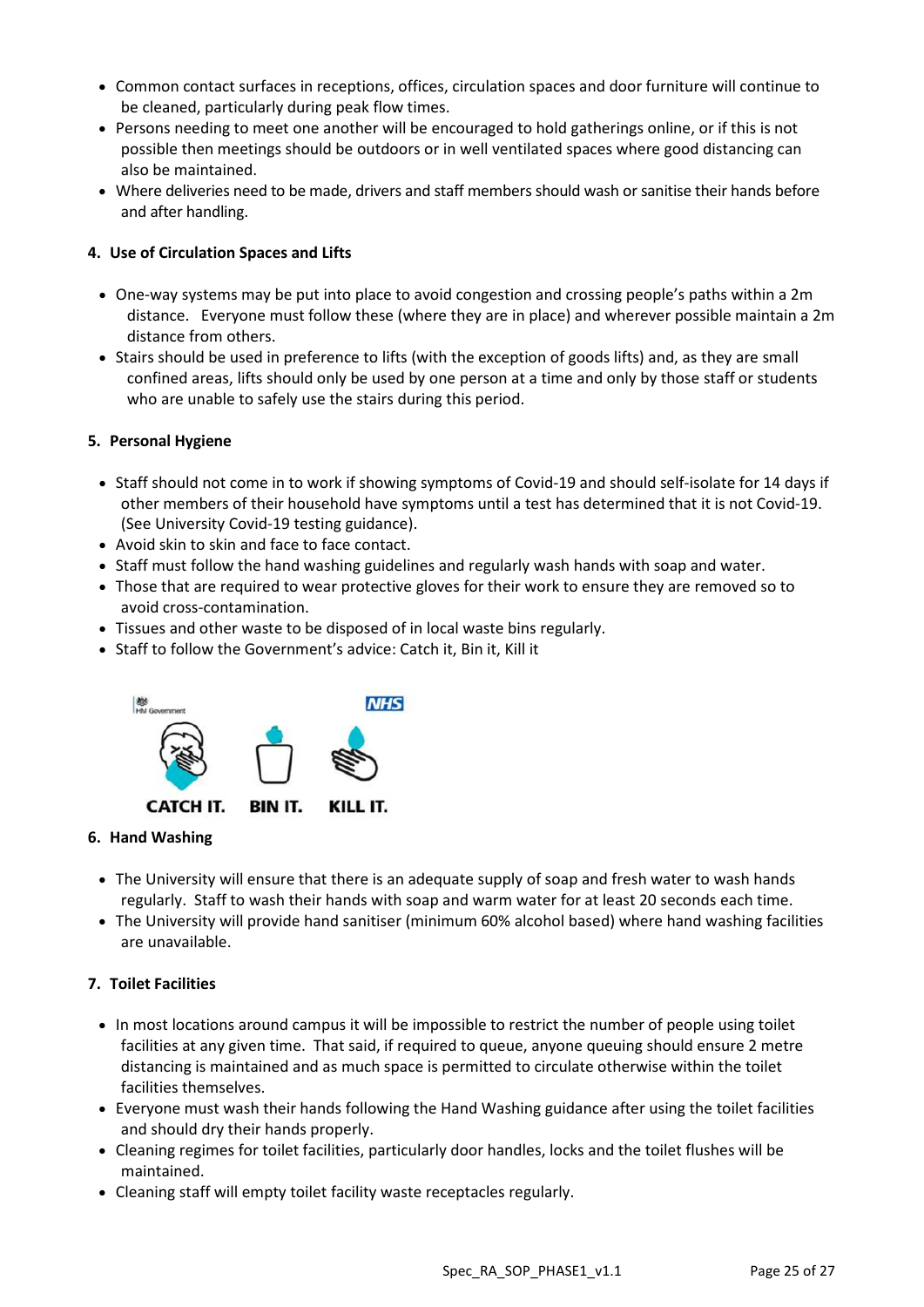- Common contact surfaces in receptions, offices, circulation spaces and door furniture will continue to be cleaned, particularly during peak flow times.
- Persons needing to meet one another will be encouraged to hold gatherings online, or if this is not possible then meetings should be outdoors or in well ventilated spaces where good distancing can also be maintained.
- Where deliveries need to be made, drivers and staff members should wash or sanitise their hands before and after handling.

#### 4. Use of Circulation Spaces and Lifts

- One-way systems may be put into place to avoid congestion and crossing people's paths within a 2m distance. Everyone must follow these (where they are in place) and wherever possible maintain a 2m distance from others.
- Stairs should be used in preference to lifts (with the exception of goods lifts) and, as they are small confined areas, lifts should only be used by one person at a time and only by those staff or students who are unable to safely use the stairs during this period.

#### 5. Personal Hygiene

- Staff should not come in to work if showing symptoms of Covid-19 and should self-isolate for 14 days if other members of their household have symptoms until a test has determined that it is not Covid-19. (See University Covid-19 testing guidance).
- Avoid skin to skin and face to face contact.
- Staff must follow the hand washing guidelines and regularly wash hands with soap and water.
- Those that are required to wear protective gloves for their work to ensure they are removed so to avoid cross-contamination.
- Tissues and other waste to be disposed of in local waste bins regularly.
- Staff to follow the Government's advice: Catch it, Bin it, Kill it

HM Government NHS

CATCH IT. BIN IT. KILL IT.

#### 6. Hand Washing

- The University will ensure that there is an adequate supply of soap and fresh water to wash hands regularly. Staff to wash their hands with soap and warm water for at least 20 seconds each time.
- The University will provide hand sanitiser (minimum 60% alcohol based) where hand washing facilities are unavailable.

#### 7. Toilet Facilities

- In most locations around campus it will be impossible to restrict the number of people using toilet facilities at any given time. That said, if required to queue, anyone queuing should ensure 2 metre distancing is maintained and as much space is permitted to circulate otherwise within the toilet facilities themselves.
- Everyone must wash their hands following the Hand Washing guidance after using the toilet facilities and should dry their hands properly.
- Cleaning regimes for toilet facilities, particularly door handles, locks and the toilet flushes will be maintained.
- Cleaning staff will empty toilet facility waste receptacles regularly.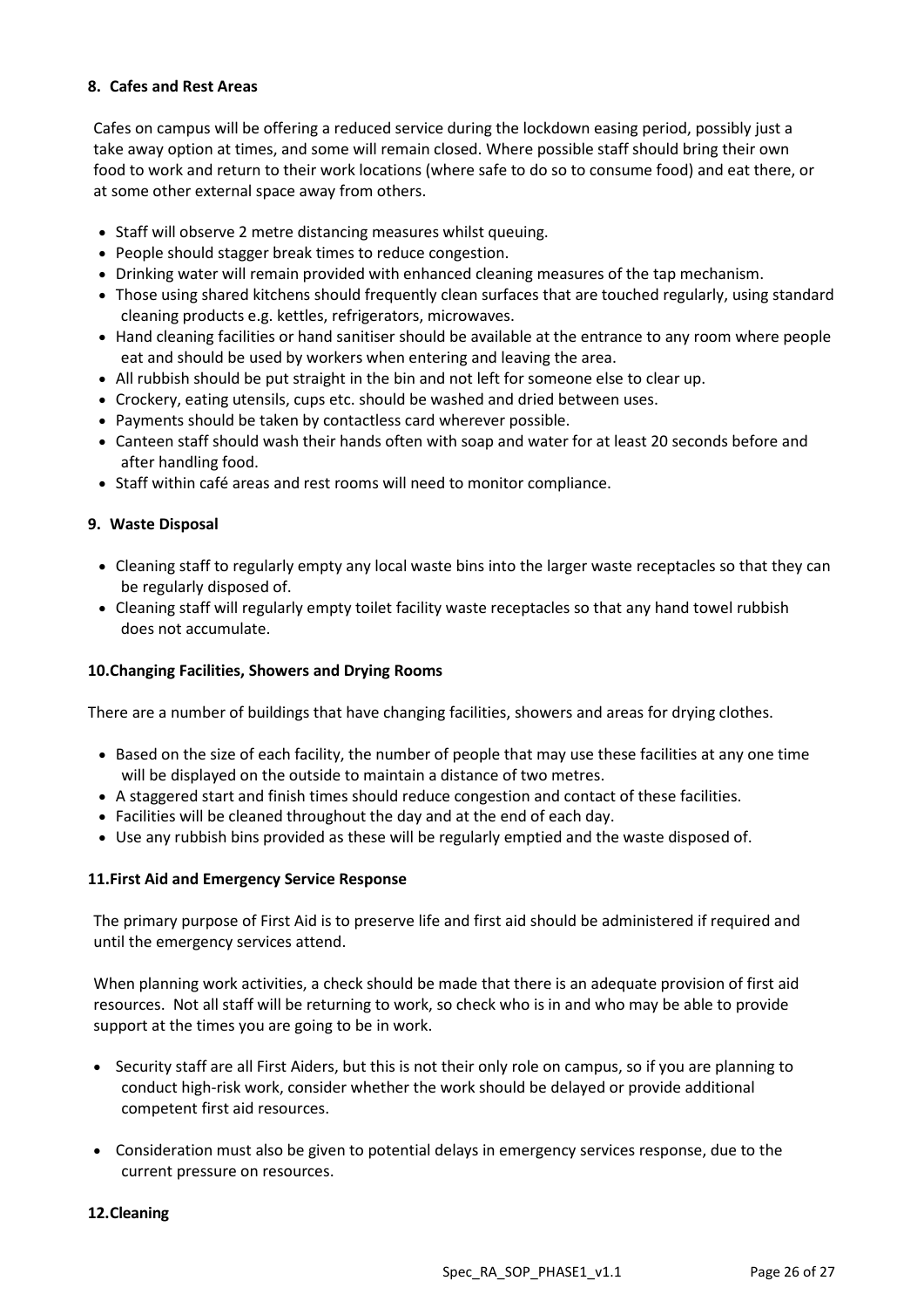### 8. Cafes and Rest Areas

Cafes on campus will be offering a reduced service during the lockdown easing period, possibly just a take away option at times, and some will remain closed. Where possible staff should bring their own food to work and return to their work locations (where safe to do so to consume food) and eat there, or at some other external space away from others.

- Staff will observe 2 metre distancing measures whilst queuing.
- People should stagger break times to reduce congestion.
- Drinking water will remain provided with enhanced cleaning measures of the tap mechanism.
- Those using shared kitchens should frequently clean surfaces that are touched regularly, using standard cleaning products e.g. kettles, refrigerators, microwaves.
- Hand cleaning facilities or hand sanitiser should be available at the entrance to any room where people eat and should be used by workers when entering and leaving the area.
- All rubbish should be put straight in the bin and not left for someone else to clear up.
- Crockery, eating utensils, cups etc. should be washed and dried between uses.
- Payments should be taken by contactless card wherever possible.
- Canteen staff should wash their hands often with soap and water for at least 20 seconds before and after handling food.
- Staff within café areas and rest rooms will need to monitor compliance.

### 9. Waste Disposal

- Cleaning staff to regularly empty any local waste bins into the larger waste receptacles so that they can be regularly disposed of.
- Cleaning staff will regularly empty toilet facility waste receptacles so that any hand towel rubbish does not accumulate.

### 10. Changing Facilities, Showers and Drying Rooms

There are a number of buildings that have changing facilities, showers and areas for drying clothes.

- Based on the size of each facility, the number of people that may use these facilities at any one time will be displayed on the outside to maintain a distance of two metres.
- A staggered start and finish times should reduce congestion and contact of these facilities.
- Facilities will be cleaned throughout the day and at the end of each day.
- Use any rubbish bins provided as these will be regularly emptied and the waste disposed of.

### 11. First Aid and Emergency Service Response

The primary purpose of First Aid is to preserve life and first aid should be administered if required and until the emergency services attend.

When planning work activities, a check should be made that there is an adequate provision of first aid resources. Not all staff will be returning to work, so check who is in and who may be able to provide support at the times you are going to be in work.

- Security staff are all First Aiders, but this is not their only role on campus, so if you are planning to conduct high-risk work, consider whether the work should be delayed or provide additional competent first aid resources.
- Consideration must also be given to potential delays in emergency services response, due to the current pressure on resources.

### 12. Cleaning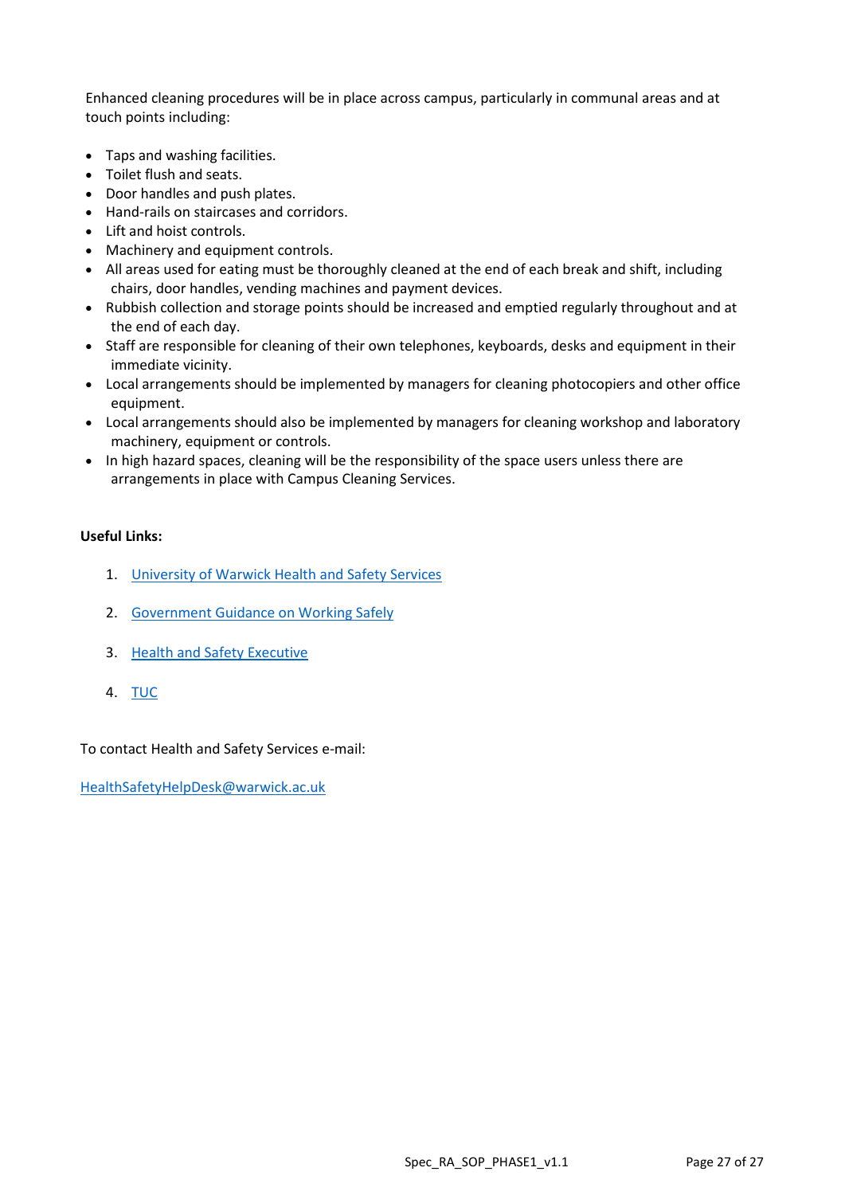Enhanced cleaning procedures will be in place across campus, particularly in communal areas and at touch points including:

- Taps and washing facilities.
- Toilet flush and seats.
- Door handles and push plates.
- Hand-rails on staircases and corridors.
- Lift and hoist controls.
- Machinery and equipment controls.
- All areas used for eating must be thoroughly cleaned at the end of each break and shift, including chairs, door handles, vending machines and payment devices.
- Rubbish collection and storage points should be increased and emptied regularly throughout and at the end of each day.
- Staff are responsible for cleaning of their own telephones, keyboards, desks and equipment in their immediate vicinity.
- Local arrangements should be implemented by managers for cleaning photocopiers and other office equipment.
- Local arrangements should also be implemented by managers for cleaning workshop and laboratory machinery, equipment or controls.
- In high hazard spaces, cleaning will be the responsibility of the space users unless there are arrangements in place with Campus Cleaning Services.

**Useful Links:**

1. University of Warwick Health and Safety Services
2. Government Guidance on Working Safely
3. Health and Safety Executive
4. TUC

To contact Health and Safety Services e-mail:

HealthSafetyHelpDesk@warwick.ac.uk